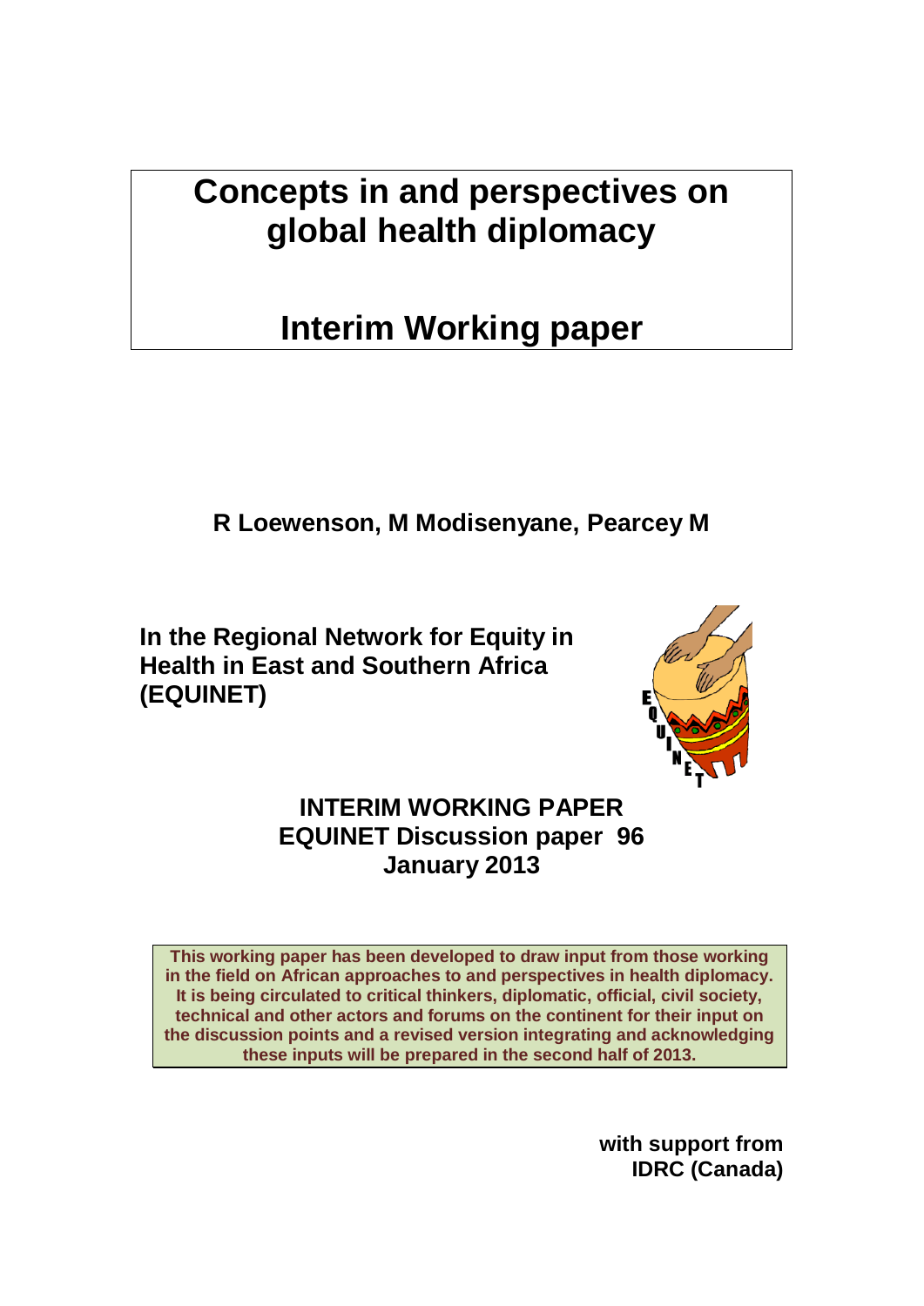# Concepts in and perspectives on global health diplomacy

# Interim Working paper

**R Loewenson, M Modisenyane, Pearcey M**

**In the Regional Network for Equity in Health in East and Southern Africa (EQUINET)**

**INTERIM WORKING PAPER**
**EQUINET Discussion paper 96**
**January 2013**

**This working paper has been developed to draw input from those working in the field on African approaches to and perspectives in health diplomacy. It is being circulated to critical thinkers, diplomatic, official, civil society, technical and other actors and forums on the continent for their input on the discussion points and a revised version integrating and acknowledging these inputs will be prepared in the second half of 2013.**

**with support from IDRC (Canada)**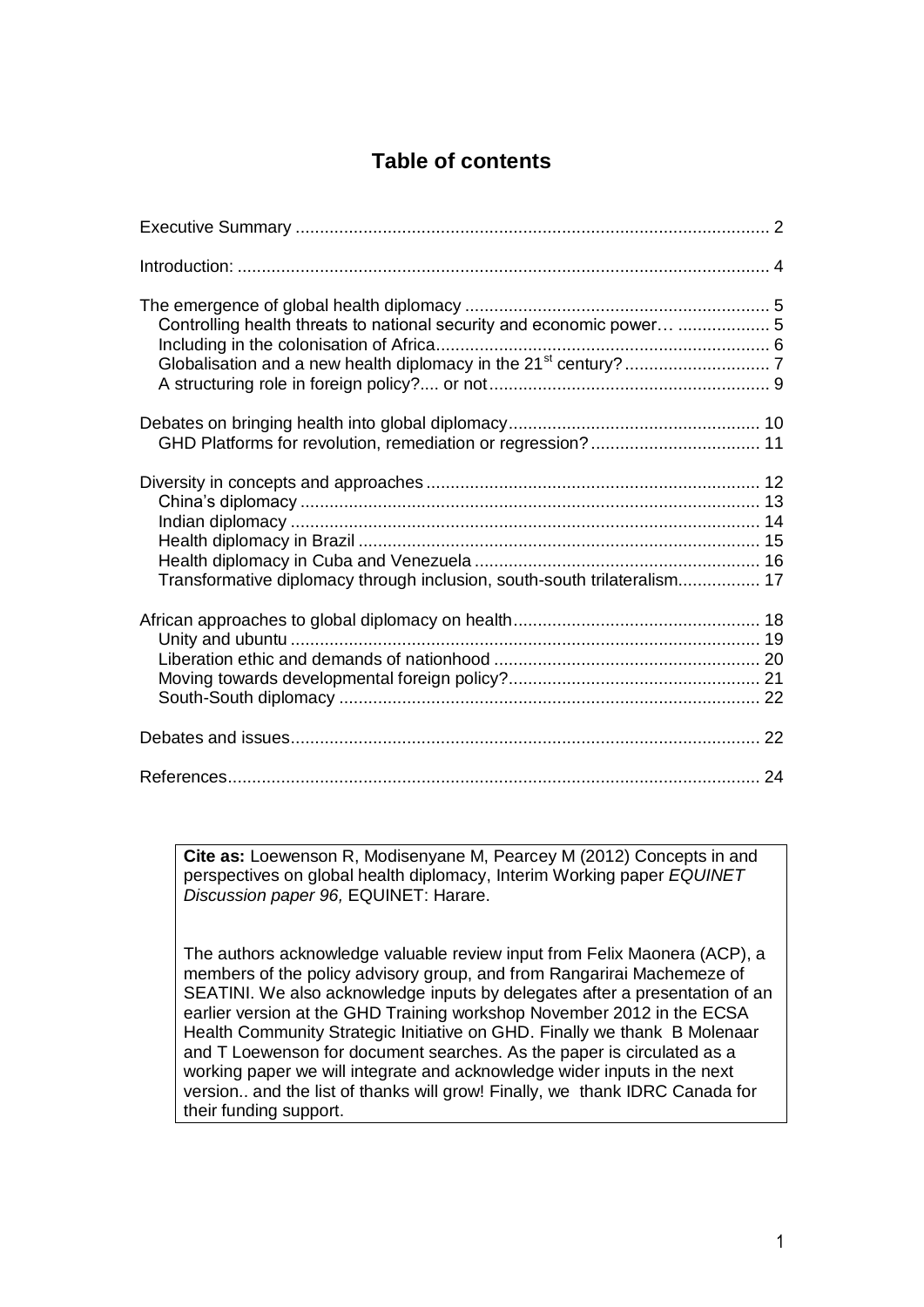# Table of contents

Executive Summary .......... 2

Introduction: .......... 4

The emergence of global health diplomacy .......... 5
- Controlling health threats to national security and economic power… .......... 5
- Including in the colonisation of Africa .......... 6
- Globalisation and a new health diplomacy in the 21st century? .......... 7
- A structuring role in foreign policy?.... or not .......... 9

Debates on bringing health into global diplomacy .......... 10
- GHD Platforms for revolution, remediation or regression? .......... 11

Diversity in concepts and approaches .......... 12
- China's diplomacy .......... 13
- Indian diplomacy .......... 14
- Health diplomacy in Brazil .......... 15
- Health diplomacy in Cuba and Venezuela .......... 16
- Transformative diplomacy through inclusion, south-south trilateralism .......... 17

African approaches to global diplomacy on health .......... 18
- Unity and ubuntu .......... 19
- Liberation ethic and demands of nationhood .......... 20
- Moving towards developmental foreign policy? .......... 21
- South-South diplomacy .......... 22

Debates and issues .......... 22

References .......... 24

**Cite as:** Loewenson R, Modisenyane M, Pearcey M (2012) Concepts in and perspectives on global health diplomacy, Interim Working paper *EQUINET Discussion paper 96,* EQUINET: Harare.

The authors acknowledge valuable review input from Felix Maonera (ACP), a members of the policy advisory group, and from Rangarirai Machemeze of SEATINI. We also acknowledge inputs by delegates after a presentation of an earlier version at the GHD Training workshop November 2012 in the ECSA Health Community Strategic Initiative on GHD. Finally we thank B Molenaar and T Loewenson for document searches. As the paper is circulated as a working paper we will integrate and acknowledge wider inputs in the next version.. and the list of thanks will grow! Finally, we thank IDRC Canada for their funding support.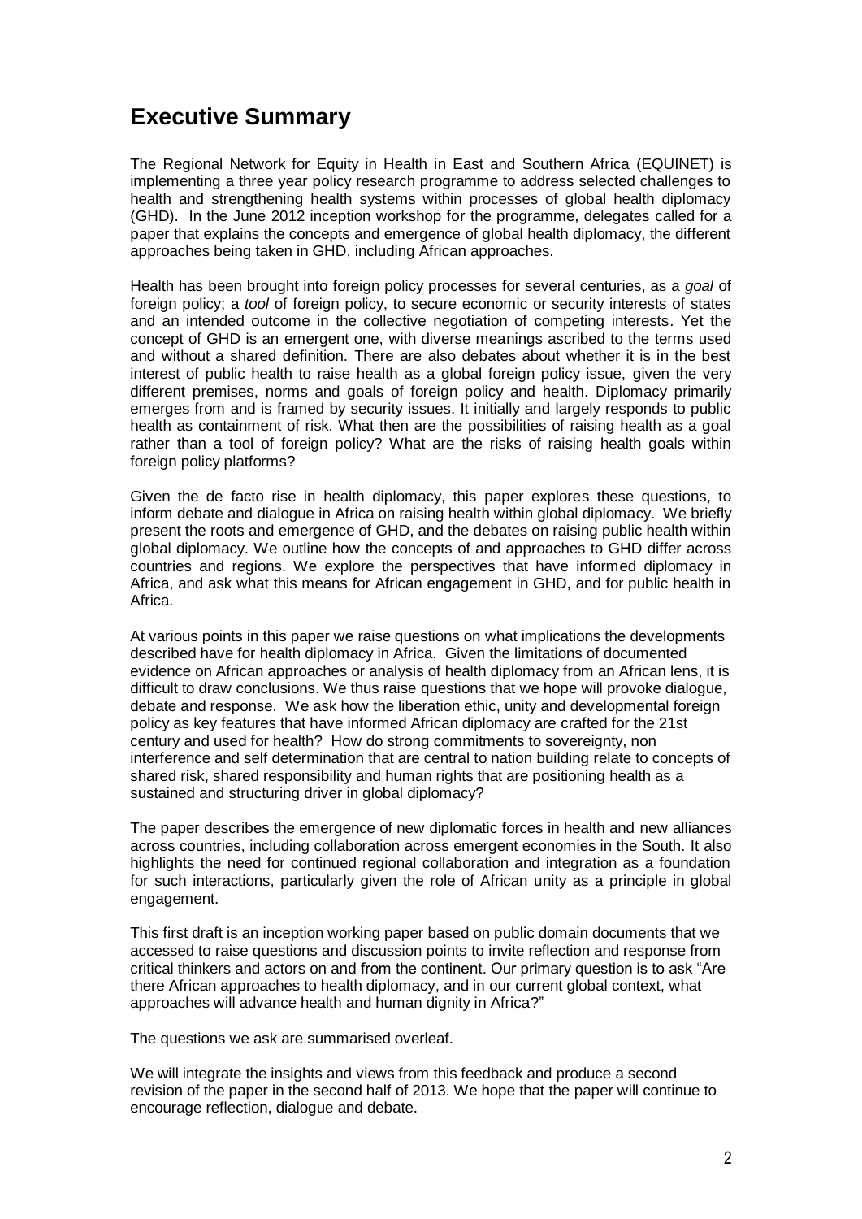# Executive Summary

The Regional Network for Equity in Health in East and Southern Africa (EQUINET) is implementing a three year policy research programme to address selected challenges to health and strengthening health systems within processes of global health diplomacy (GHD). In the June 2012 inception workshop for the programme, delegates called for a paper that explains the concepts and emergence of global health diplomacy, the different approaches being taken in GHD, including African approaches.

Health has been brought into foreign policy processes for several centuries, as a *goal* of foreign policy; a *tool* of foreign policy, to secure economic or security interests of states and an intended outcome in the collective negotiation of competing interests. Yet the concept of GHD is an emergent one, with diverse meanings ascribed to the terms used and without a shared definition. There are also debates about whether it is in the best interest of public health to raise health as a global foreign policy issue, given the very different premises, norms and goals of foreign policy and health. Diplomacy primarily emerges from and is framed by security issues. It initially and largely responds to public health as containment of risk. What then are the possibilities of raising health as a goal rather than a tool of foreign policy? What are the risks of raising health goals within foreign policy platforms?

Given the de facto rise in health diplomacy, this paper explores these questions, to inform debate and dialogue in Africa on raising health within global diplomacy. We briefly present the roots and emergence of GHD, and the debates on raising public health within global diplomacy. We outline how the concepts of and approaches to GHD differ across countries and regions. We explore the perspectives that have informed diplomacy in Africa, and ask what this means for African engagement in GHD, and for public health in Africa.

At various points in this paper we raise questions on what implications the developments described have for health diplomacy in Africa. Given the limitations of documented evidence on African approaches or analysis of health diplomacy from an African lens, it is difficult to draw conclusions. We thus raise questions that we hope will provoke dialogue, debate and response. We ask how the liberation ethic, unity and developmental foreign policy as key features that have informed African diplomacy are crafted for the 21st century and used for health? How do strong commitments to sovereignty, non interference and self determination that are central to nation building relate to concepts of shared risk, shared responsibility and human rights that are positioning health as a sustained and structuring driver in global diplomacy?

The paper describes the emergence of new diplomatic forces in health and new alliances across countries, including collaboration across emergent economies in the South. It also highlights the need for continued regional collaboration and integration as a foundation for such interactions, particularly given the role of African unity as a principle in global engagement.

This first draft is an inception working paper based on public domain documents that we accessed to raise questions and discussion points to invite reflection and response from critical thinkers and actors on and from the continent. Our primary question is to ask "Are there African approaches to health diplomacy, and in our current global context, what approaches will advance health and human dignity in Africa?"

The questions we ask are summarised overleaf.

We will integrate the insights and views from this feedback and produce a second revision of the paper in the second half of 2013. We hope that the paper will continue to encourage reflection, dialogue and debate.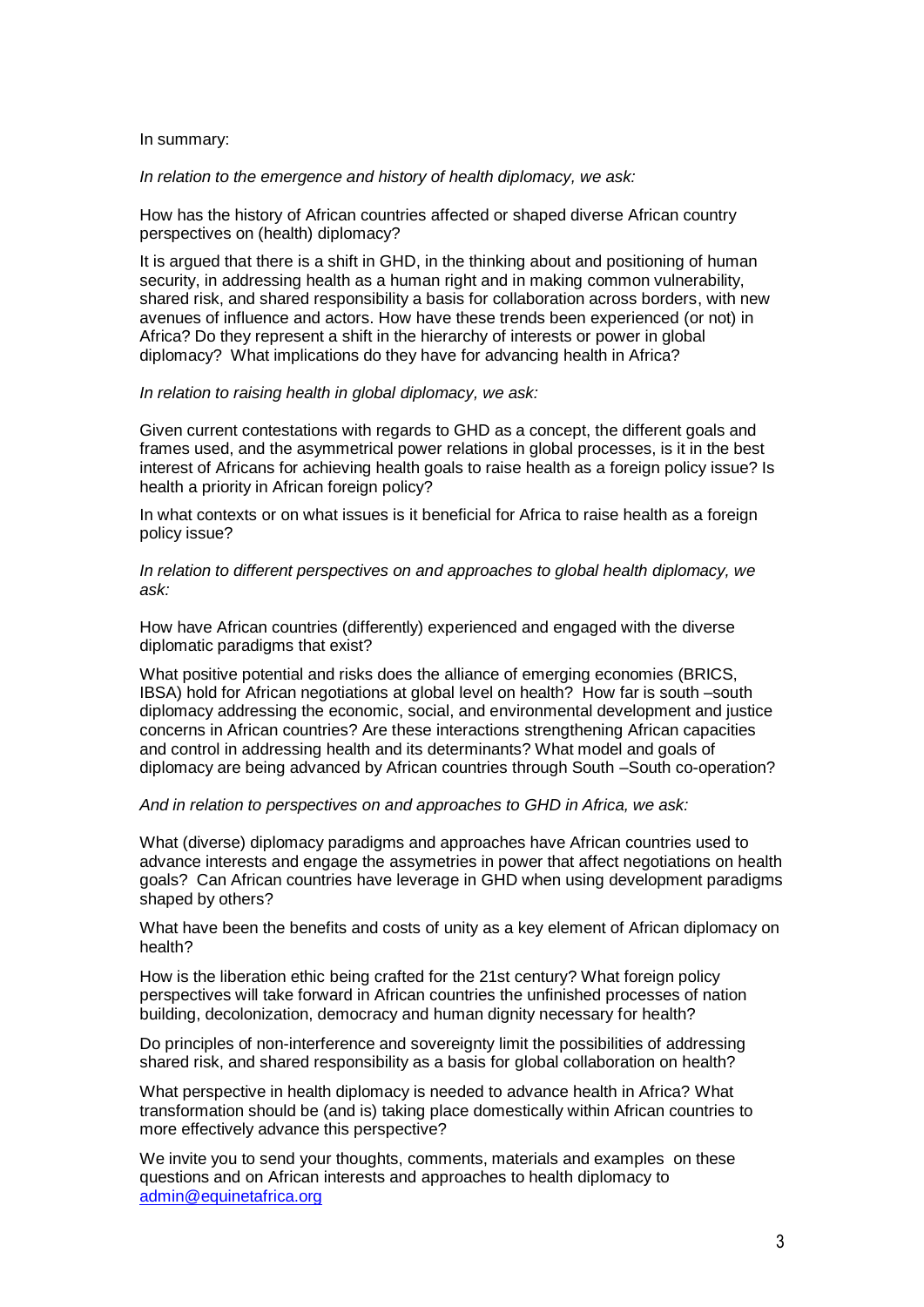In summary:

*In relation to the emergence and history of health diplomacy, we ask:*

How has the history of African countries affected or shaped diverse African country perspectives on (health) diplomacy?

It is argued that there is a shift in GHD, in the thinking about and positioning of human security, in addressing health as a human right and in making common vulnerability, shared risk, and shared responsibility a basis for collaboration across borders, with new avenues of influence and actors. How have these trends been experienced (or not) in Africa? Do they represent a shift in the hierarchy of interests or power in global diplomacy? What implications do they have for advancing health in Africa?

*In relation to raising health in global diplomacy, we ask:*

Given current contestations with regards to GHD as a concept, the different goals and frames used, and the asymmetrical power relations in global processes, is it in the best interest of Africans for achieving health goals to raise health as a foreign policy issue? Is health a priority in African foreign policy?

In what contexts or on what issues is it beneficial for Africa to raise health as a foreign policy issue?

*In relation to different perspectives on and approaches to global health diplomacy, we ask:*

How have African countries (differently) experienced and engaged with the diverse diplomatic paradigms that exist?

What positive potential and risks does the alliance of emerging economies (BRICS, IBSA) hold for African negotiations at global level on health? How far is south –south diplomacy addressing the economic, social, and environmental development and justice concerns in African countries? Are these interactions strengthening African capacities and control in addressing health and its determinants? What model and goals of diplomacy are being advanced by African countries through South –South co-operation?

*And in relation to perspectives on and approaches to GHD in Africa, we ask:*

What (diverse) diplomacy paradigms and approaches have African countries used to advance interests and engage the assymetries in power that affect negotiations on health goals? Can African countries have leverage in GHD when using development paradigms shaped by others?

What have been the benefits and costs of unity as a key element of African diplomacy on health?

How is the liberation ethic being crafted for the 21st century? What foreign policy perspectives will take forward in African countries the unfinished processes of nation building, decolonization, democracy and human dignity necessary for health?

Do principles of non-interference and sovereignty limit the possibilities of addressing shared risk, and shared responsibility as a basis for global collaboration on health?

What perspective in health diplomacy is needed to advance health in Africa? What transformation should be (and is) taking place domestically within African countries to more effectively advance this perspective?

We invite you to send your thoughts, comments, materials and examples on these questions and on African interests and approaches to health diplomacy to admin@equinetafrica.org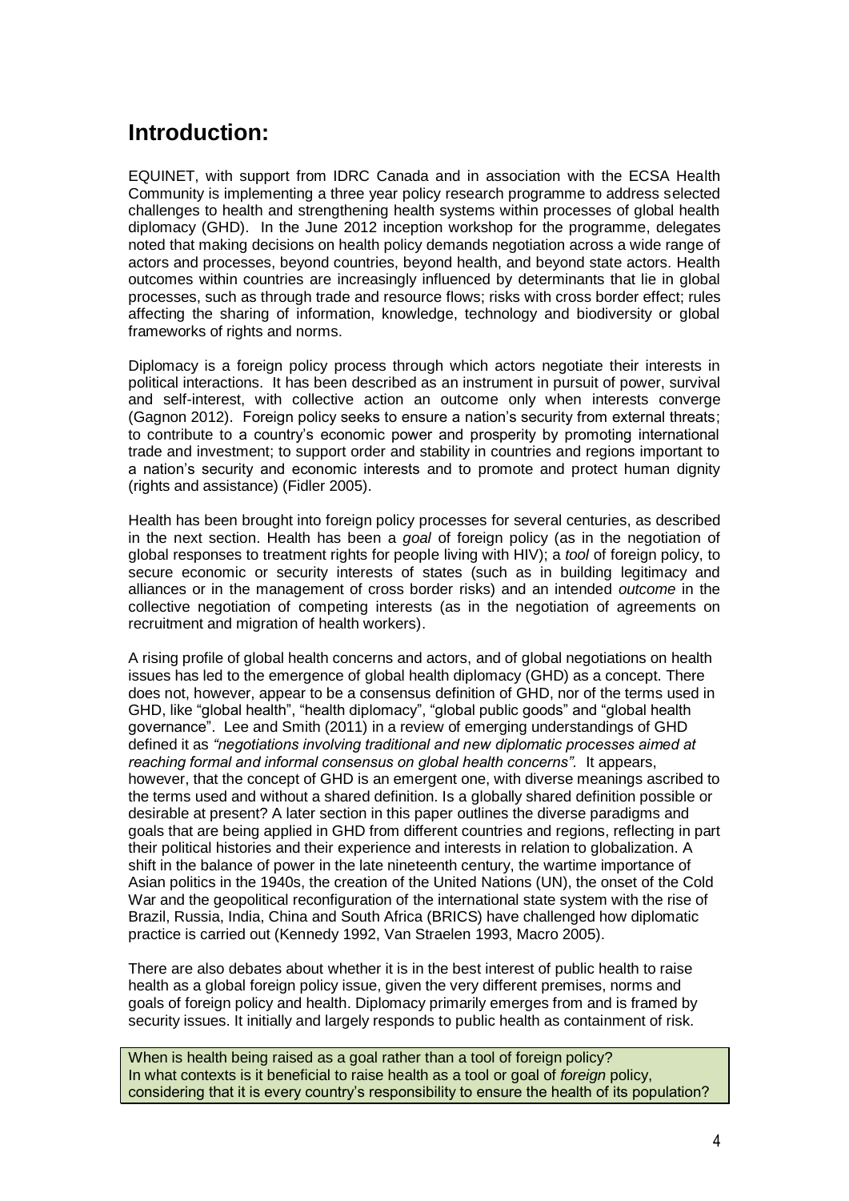## Introduction:

EQUINET, with support from IDRC Canada and in association with the ECSA Health Community is implementing a three year policy research programme to address selected challenges to health and strengthening health systems within processes of global health diplomacy (GHD). In the June 2012 inception workshop for the programme, delegates noted that making decisions on health policy demands negotiation across a wide range of actors and processes, beyond countries, beyond health, and beyond state actors. Health outcomes within countries are increasingly influenced by determinants that lie in global processes, such as through trade and resource flows; risks with cross border effect; rules affecting the sharing of information, knowledge, technology and biodiversity or global frameworks of rights and norms.

Diplomacy is a foreign policy process through which actors negotiate their interests in political interactions. It has been described as an instrument in pursuit of power, survival and self-interest, with collective action an outcome only when interests converge (Gagnon 2012). Foreign policy seeks to ensure a nation's security from external threats; to contribute to a country's economic power and prosperity by promoting international trade and investment; to support order and stability in countries and regions important to a nation's security and economic interests and to promote and protect human dignity (rights and assistance) (Fidler 2005).

Health has been brought into foreign policy processes for several centuries, as described in the next section. Health has been a *goal* of foreign policy (as in the negotiation of global responses to treatment rights for people living with HIV); a *tool* of foreign policy, to secure economic or security interests of states (such as in building legitimacy and alliances or in the management of cross border risks) and an intended *outcome* in the collective negotiation of competing interests (as in the negotiation of agreements on recruitment and migration of health workers).

A rising profile of global health concerns and actors, and of global negotiations on health issues has led to the emergence of global health diplomacy (GHD) as a concept. There does not, however, appear to be a consensus definition of GHD, nor of the terms used in GHD, like "global health", "health diplomacy", "global public goods" and "global health governance". Lee and Smith (2011) in a review of emerging understandings of GHD defined it as *"negotiations involving traditional and new diplomatic processes aimed at reaching formal and informal consensus on global health concerns"*. It appears, however, that the concept of GHD is an emergent one, with diverse meanings ascribed to the terms used and without a shared definition. Is a globally shared definition possible or desirable at present? A later section in this paper outlines the diverse paradigms and goals that are being applied in GHD from different countries and regions, reflecting in part their political histories and their experience and interests in relation to globalization. A shift in the balance of power in the late nineteenth century, the wartime importance of Asian politics in the 1940s, the creation of the United Nations (UN), the onset of the Cold War and the geopolitical reconfiguration of the international state system with the rise of Brazil, Russia, India, China and South Africa (BRICS) have challenged how diplomatic practice is carried out (Kennedy 1992, Van Straelen 1993, Macro 2005).

There are also debates about whether it is in the best interest of public health to raise health as a global foreign policy issue, given the very different premises, norms and goals of foreign policy and health. Diplomacy primarily emerges from and is framed by security issues. It initially and largely responds to public health as containment of risk.

When is health being raised as a goal rather than a tool of foreign policy?
In what contexts is it beneficial to raise health as a tool or goal of *foreign* policy, considering that it is every country's responsibility to ensure the health of its population?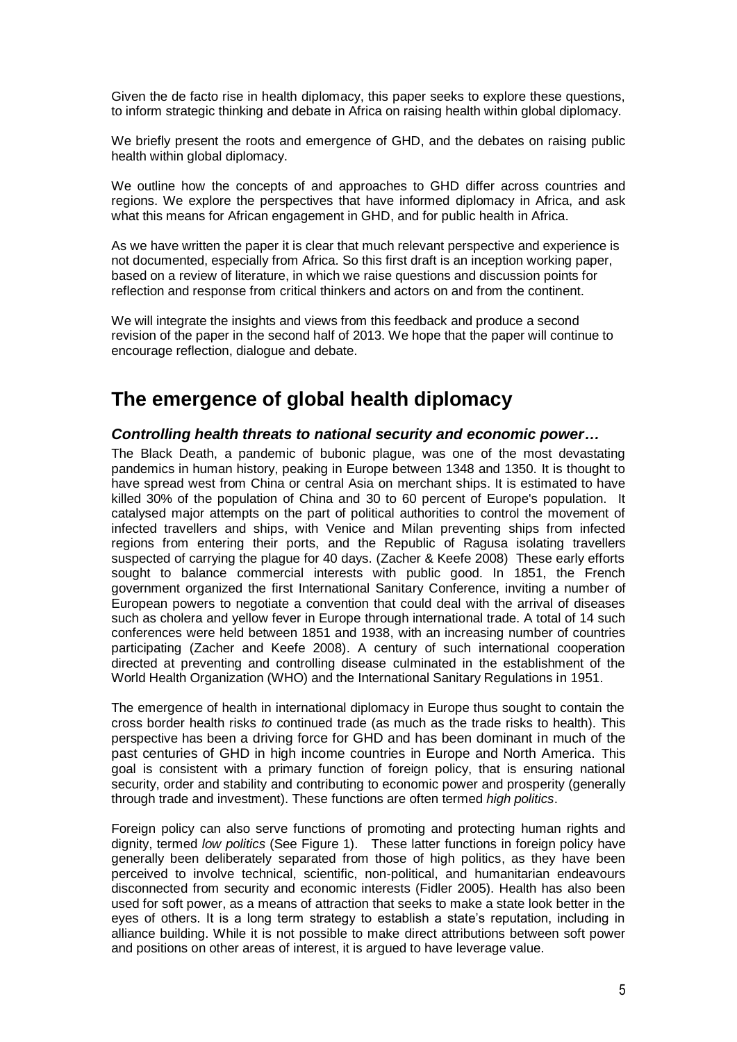Given the de facto rise in health diplomacy, this paper seeks to explore these questions, to inform strategic thinking and debate in Africa on raising health within global diplomacy.

We briefly present the roots and emergence of GHD, and the debates on raising public health within global diplomacy.

We outline how the concepts of and approaches to GHD differ across countries and regions. We explore the perspectives that have informed diplomacy in Africa, and ask what this means for African engagement in GHD, and for public health in Africa.

As we have written the paper it is clear that much relevant perspective and experience is not documented, especially from Africa. So this first draft is an inception working paper, based on a review of literature, in which we raise questions and discussion points for reflection and response from critical thinkers and actors on and from the continent.

We will integrate the insights and views from this feedback and produce a second revision of the paper in the second half of 2013. We hope that the paper will continue to encourage reflection, dialogue and debate.

# The emergence of global health diplomacy

### *Controlling health threats to national security and economic power…*

The Black Death, a pandemic of bubonic plague, was one of the most devastating pandemics in human history, peaking in Europe between 1348 and 1350. It is thought to have spread west from China or central Asia on merchant ships. It is estimated to have killed 30% of the population of China and 30 to 60 percent of Europe's population. It catalysed major attempts on the part of political authorities to control the movement of infected travellers and ships, with Venice and Milan preventing ships from infected regions from entering their ports, and the Republic of Ragusa isolating travellers suspected of carrying the plague for 40 days. (Zacher & Keefe 2008) These early efforts sought to balance commercial interests with public good. In 1851, the French government organized the first International Sanitary Conference, inviting a number of European powers to negotiate a convention that could deal with the arrival of diseases such as cholera and yellow fever in Europe through international trade. A total of 14 such conferences were held between 1851 and 1938, with an increasing number of countries participating (Zacher and Keefe 2008). A century of such international cooperation directed at preventing and controlling disease culminated in the establishment of the World Health Organization (WHO) and the International Sanitary Regulations in 1951.

The emergence of health in international diplomacy in Europe thus sought to contain the cross border health risks *to* continued trade (as much as the trade risks to health). This perspective has been a driving force for GHD and has been dominant in much of the past centuries of GHD in high income countries in Europe and North America. This goal is consistent with a primary function of foreign policy, that is ensuring national security, order and stability and contributing to economic power and prosperity (generally through trade and investment). These functions are often termed *high politics*.

Foreign policy can also serve functions of promoting and protecting human rights and dignity, termed *low politics* (See Figure 1). These latter functions in foreign policy have generally been deliberately separated from those of high politics, as they have been perceived to involve technical, scientific, non-political, and humanitarian endeavours disconnected from security and economic interests (Fidler 2005). Health has also been used for soft power, as a means of attraction that seeks to make a state look better in the eyes of others. It is a long term strategy to establish a state's reputation, including in alliance building. While it is not possible to make direct attributions between soft power and positions on other areas of interest, it is argued to have leverage value.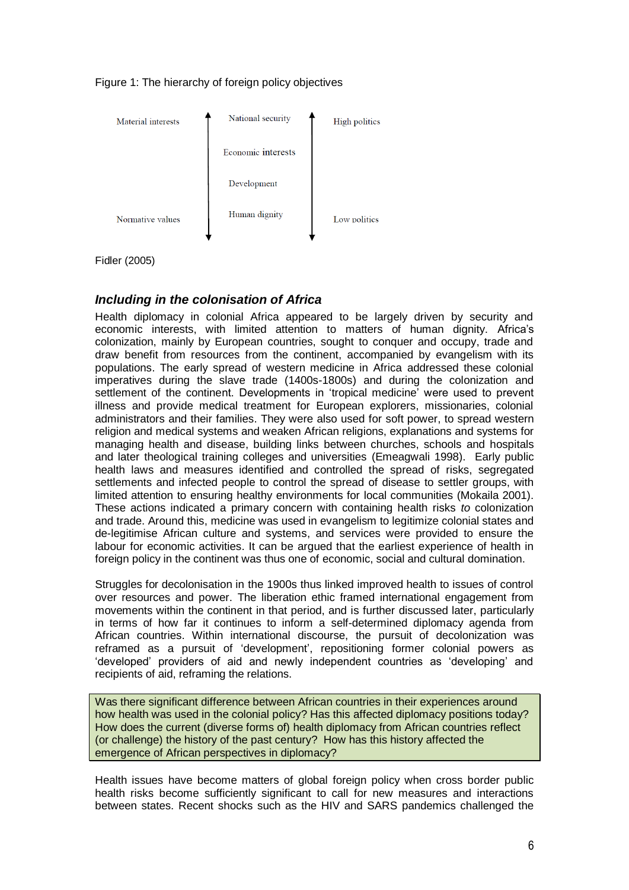Figure 1: The hierarchy of foreign policy objectives

| Material interests | ↑ | National security | ↑ | High politics |
| --- | --- | --- | --- | --- |
| | | Economic interests | | |
| | | Development | | |
| Normative values | ↓ | Human dignity | ↓ | Low politics |

Fidler (2005)

### *Including in the colonisation of Africa*

Health diplomacy in colonial Africa appeared to be largely driven by security and economic interests, with limited attention to matters of human dignity. Africa's colonization, mainly by European countries, sought to conquer and occupy, trade and draw benefit from resources from the continent, accompanied by evangelism with its populations. The early spread of western medicine in Africa addressed these colonial imperatives during the slave trade (1400s-1800s) and during the colonization and settlement of the continent. Developments in 'tropical medicine' were used to prevent illness and provide medical treatment for European explorers, missionaries, colonial administrators and their families. They were also used for soft power, to spread western religion and medical systems and weaken African religions, explanations and systems for managing health and disease, building links between churches, schools and hospitals and later theological training colleges and universities (Emeagwali 1998). Early public health laws and measures identified and controlled the spread of risks, segregated settlements and infected people to control the spread of disease to settler groups, with limited attention to ensuring healthy environments for local communities (Mokaila 2001). These actions indicated a primary concern with containing health risks *to* colonization and trade. Around this, medicine was used in evangelism to legitimize colonial states and de-legitimise African culture and systems, and services were provided to ensure the labour for economic activities. It can be argued that the earliest experience of health in foreign policy in the continent was thus one of economic, social and cultural domination.

Struggles for decolonisation in the 1900s thus linked improved health to issues of control over resources and power. The liberation ethic framed international engagement from movements within the continent in that period, and is further discussed later, particularly in terms of how far it continues to inform a self-determined diplomacy agenda from African countries. Within international discourse, the pursuit of decolonization was reframed as a pursuit of 'development', repositioning former colonial powers as 'developed' providers of aid and newly independent countries as 'developing' and recipients of aid, reframing the relations.

> Was there significant difference between African countries in their experiences around how health was used in the colonial policy? Has this affected diplomacy positions today? How does the current (diverse forms of) health diplomacy from African countries reflect (or challenge) the history of the past century? How has this history affected the emergence of African perspectives in diplomacy?

Health issues have become matters of global foreign policy when cross border public health risks become sufficiently significant to call for new measures and interactions between states. Recent shocks such as the HIV and SARS pandemics challenged the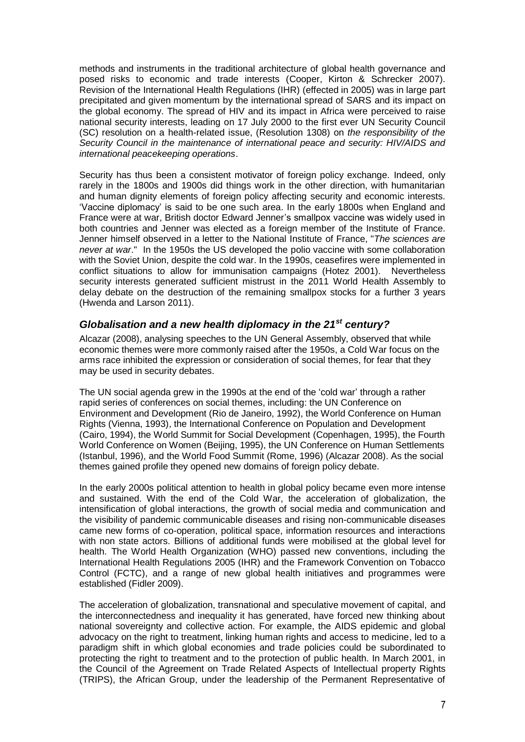methods and instruments in the traditional architecture of global health governance and posed risks to economic and trade interests (Cooper, Kirton & Schrecker 2007). Revision of the International Health Regulations (IHR) (effected in 2005) was in large part precipitated and given momentum by the international spread of SARS and its impact on the global economy. The spread of HIV and its impact in Africa were perceived to raise national security interests, leading on 17 July 2000 to the first ever UN Security Council (SC) resolution on a health-related issue, (Resolution 1308) on *the responsibility of the Security Council in the maintenance of international peace and security: HIV/AIDS and international peacekeeping operations*.

Security has thus been a consistent motivator of foreign policy exchange. Indeed, only rarely in the 1800s and 1900s did things work in the other direction, with humanitarian and human dignity elements of foreign policy affecting security and economic interests. 'Vaccine diplomacy' is said to be one such area. In the early 1800s when England and France were at war, British doctor Edward Jenner's smallpox vaccine was widely used in both countries and Jenner was elected as a foreign member of the Institute of France. Jenner himself observed in a letter to the National Institute of France, "*The sciences are never at war*." In the 1950s the US developed the polio vaccine with some collaboration with the Soviet Union, despite the cold war. In the 1990s, ceasefires were implemented in conflict situations to allow for immunisation campaigns (Hotez 2001). Nevertheless security interests generated sufficient mistrust in the 2011 World Health Assembly to delay debate on the destruction of the remaining smallpox stocks for a further 3 years (Hwenda and Larson 2011).

### *Globalisation and a new health diplomacy in the 21st century?*

Alcazar (2008), analysing speeches to the UN General Assembly, observed that while economic themes were more commonly raised after the 1950s, a Cold War focus on the arms race inhibited the expression or consideration of social themes, for fear that they may be used in security debates.

The UN social agenda grew in the 1990s at the end of the 'cold war' through a rather rapid series of conferences on social themes, including: the UN Conference on Environment and Development (Rio de Janeiro, 1992), the World Conference on Human Rights (Vienna, 1993), the International Conference on Population and Development (Cairo, 1994), the World Summit for Social Development (Copenhagen, 1995), the Fourth World Conference on Women (Beijing, 1995), the UN Conference on Human Settlements (Istanbul, 1996), and the World Food Summit (Rome, 1996) (Alcazar 2008). As the social themes gained profile they opened new domains of foreign policy debate.

In the early 2000s political attention to health in global policy became even more intense and sustained. With the end of the Cold War, the acceleration of globalization, the intensification of global interactions, the growth of social media and communication and the visibility of pandemic communicable diseases and rising non-communicable diseases came new forms of co-operation, political space, information resources and interactions with non state actors. Billions of additional funds were mobilised at the global level for health. The World Health Organization (WHO) passed new conventions, including the International Health Regulations 2005 (IHR) and the Framework Convention on Tobacco Control (FCTC), and a range of new global health initiatives and programmes were established (Fidler 2009).

The acceleration of globalization, transnational and speculative movement of capital, and the interconnectedness and inequality it has generated, have forced new thinking about national sovereignty and collective action. For example, the AIDS epidemic and global advocacy on the right to treatment, linking human rights and access to medicine, led to a paradigm shift in which global economies and trade policies could be subordinated to protecting the right to treatment and to the protection of public health. In March 2001, in the Council of the Agreement on Trade Related Aspects of Intellectual property Rights (TRIPS), the African Group, under the leadership of the Permanent Representative of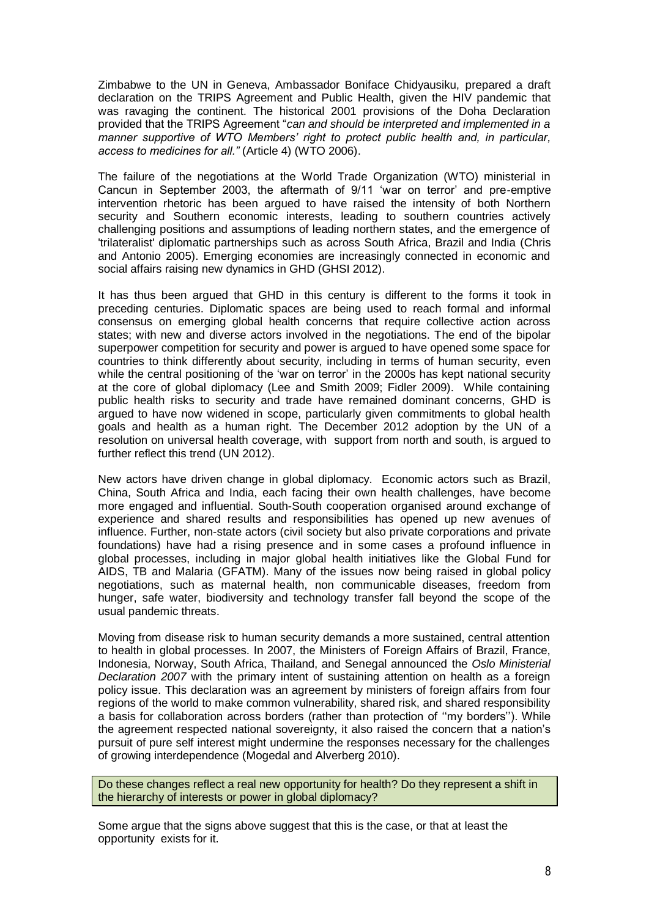Zimbabwe to the UN in Geneva, Ambassador Boniface Chidyausiku, prepared a draft declaration on the TRIPS Agreement and Public Health, given the HIV pandemic that was ravaging the continent. The historical 2001 provisions of the Doha Declaration provided that the TRIPS Agreement "*can and should be interpreted and implemented in a manner supportive of WTO Members' right to protect public health and, in particular, access to medicines for all."* (Article 4) (WTO 2006).

The failure of the negotiations at the World Trade Organization (WTO) ministerial in Cancun in September 2003, the aftermath of 9/11 'war on terror' and pre-emptive intervention rhetoric has been argued to have raised the intensity of both Northern security and Southern economic interests, leading to southern countries actively challenging positions and assumptions of leading northern states, and the emergence of 'trilateralist' diplomatic partnerships such as across South Africa, Brazil and India (Chris and Antonio 2005). Emerging economies are increasingly connected in economic and social affairs raising new dynamics in GHD (GHSI 2012).

It has thus been argued that GHD in this century is different to the forms it took in preceding centuries. Diplomatic spaces are being used to reach formal and informal consensus on emerging global health concerns that require collective action across states; with new and diverse actors involved in the negotiations. The end of the bipolar superpower competition for security and power is argued to have opened some space for countries to think differently about security, including in terms of human security, even while the central positioning of the 'war on terror' in the 2000s has kept national security at the core of global diplomacy (Lee and Smith 2009; Fidler 2009). While containing public health risks to security and trade have remained dominant concerns, GHD is argued to have now widened in scope, particularly given commitments to global health goals and health as a human right. The December 2012 adoption by the UN of a resolution on universal health coverage, with support from north and south, is argued to further reflect this trend (UN 2012).

New actors have driven change in global diplomacy. Economic actors such as Brazil, China, South Africa and India, each facing their own health challenges, have become more engaged and influential. South-South cooperation organised around exchange of experience and shared results and responsibilities has opened up new avenues of influence. Further, non-state actors (civil society but also private corporations and private foundations) have had a rising presence and in some cases a profound influence in global processes, including in major global health initiatives like the Global Fund for AIDS, TB and Malaria (GFATM). Many of the issues now being raised in global policy negotiations, such as maternal health, non communicable diseases, freedom from hunger, safe water, biodiversity and technology transfer fall beyond the scope of the usual pandemic threats.

Moving from disease risk to human security demands a more sustained, central attention to health in global processes. In 2007, the Ministers of Foreign Affairs of Brazil, France, Indonesia, Norway, South Africa, Thailand, and Senegal announced the *Oslo Ministerial Declaration 2007* with the primary intent of sustaining attention on health as a foreign policy issue. This declaration was an agreement by ministers of foreign affairs from four regions of the world to make common vulnerability, shared risk, and shared responsibility a basis for collaboration across borders (rather than protection of ''my borders''). While the agreement respected national sovereignty, it also raised the concern that a nation's pursuit of pure self interest might undermine the responses necessary for the challenges of growing interdependence (Mogedal and Alverberg 2010).

Do these changes reflect a real new opportunity for health? Do they represent a shift in the hierarchy of interests or power in global diplomacy?

Some argue that the signs above suggest that this is the case, or that at least the opportunity exists for it.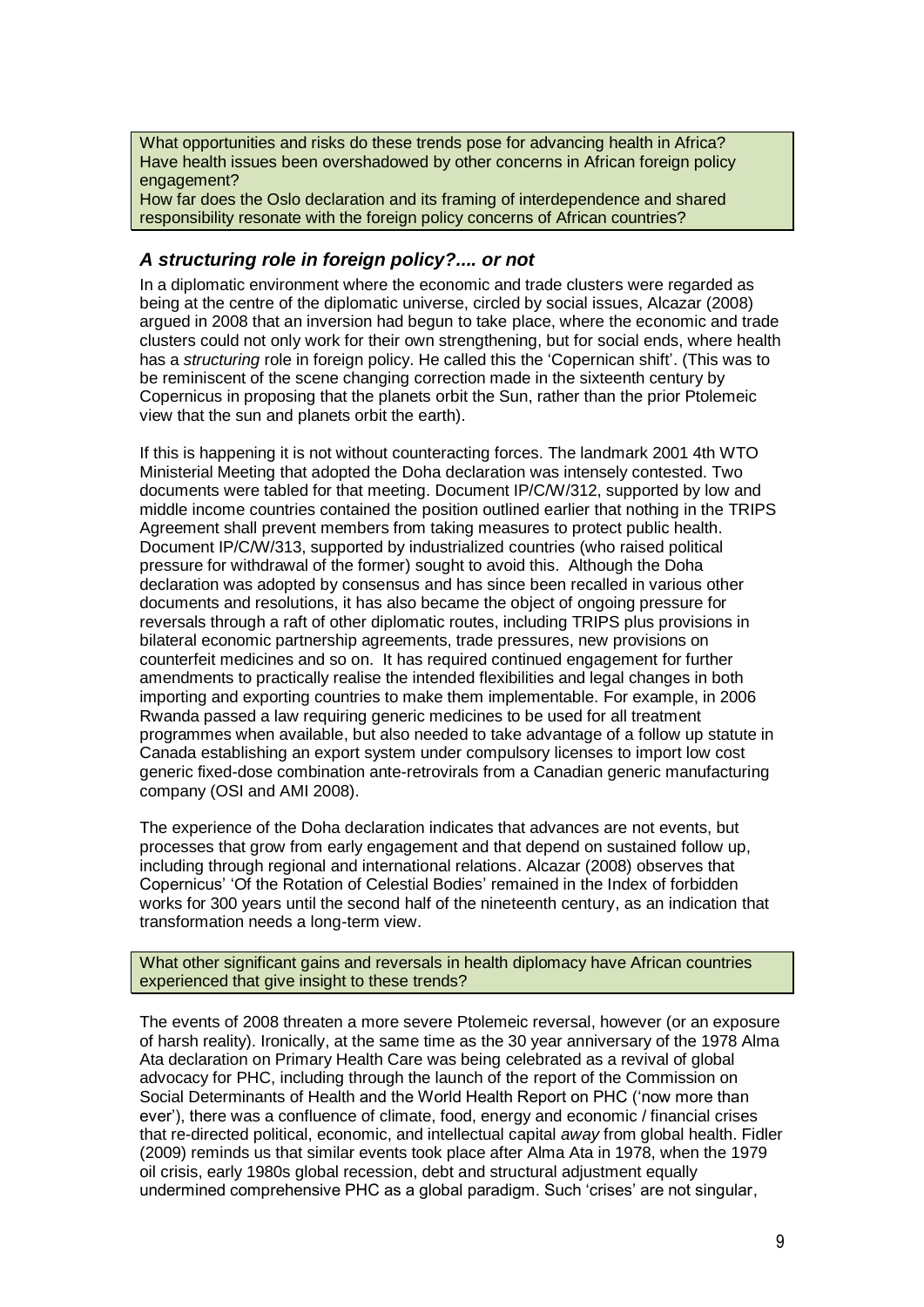What opportunities and risks do these trends pose for advancing health in Africa?
Have health issues been overshadowed by other concerns in African foreign policy engagement?
How far does the Oslo declaration and its framing of interdependence and shared responsibility resonate with the foreign policy concerns of African countries?

### *A structuring role in foreign policy?.... or not*

In a diplomatic environment where the economic and trade clusters were regarded as being at the centre of the diplomatic universe, circled by social issues, Alcazar (2008) argued in 2008 that an inversion had begun to take place, where the economic and trade clusters could not only work for their own strengthening, but for social ends, where health has a *structuring* role in foreign policy. He called this the 'Copernican shift'. (This was to be reminiscent of the scene changing correction made in the sixteenth century by Copernicus in proposing that the planets orbit the Sun, rather than the prior Ptolemeic view that the sun and planets orbit the earth).

If this is happening it is not without counteracting forces. The landmark 2001 4th WTO Ministerial Meeting that adopted the Doha declaration was intensely contested. Two documents were tabled for that meeting. Document IP/C/W/312, supported by low and middle income countries contained the position outlined earlier that nothing in the TRIPS Agreement shall prevent members from taking measures to protect public health. Document IP/C/W/313, supported by industrialized countries (who raised political pressure for withdrawal of the former) sought to avoid this. Although the Doha declaration was adopted by consensus and has since been recalled in various other documents and resolutions, it has also became the object of ongoing pressure for reversals through a raft of other diplomatic routes, including TRIPS plus provisions in bilateral economic partnership agreements, trade pressures, new provisions on counterfeit medicines and so on. It has required continued engagement for further amendments to practically realise the intended flexibilities and legal changes in both importing and exporting countries to make them implementable. For example, in 2006 Rwanda passed a law requiring generic medicines to be used for all treatment programmes when available, but also needed to take advantage of a follow up statute in Canada establishing an export system under compulsory licenses to import low cost generic fixed-dose combination ante-retrovirals from a Canadian generic manufacturing company (OSI and AMI 2008).

The experience of the Doha declaration indicates that advances are not events, but processes that grow from early engagement and that depend on sustained follow up, including through regional and international relations. Alcazar (2008) observes that Copernicus' 'Of the Rotation of Celestial Bodies' remained in the Index of forbidden works for 300 years until the second half of the nineteenth century, as an indication that transformation needs a long-term view.

What other significant gains and reversals in health diplomacy have African countries experienced that give insight to these trends?

The events of 2008 threaten a more severe Ptolemeic reversal, however (or an exposure of harsh reality). Ironically, at the same time as the 30 year anniversary of the 1978 Alma Ata declaration on Primary Health Care was being celebrated as a revival of global advocacy for PHC, including through the launch of the report of the Commission on Social Determinants of Health and the World Health Report on PHC ('now more than ever'), there was a confluence of climate, food, energy and economic / financial crises that re-directed political, economic, and intellectual capital *away* from global health. Fidler (2009) reminds us that similar events took place after Alma Ata in 1978, when the 1979 oil crisis, early 1980s global recession, debt and structural adjustment equally undermined comprehensive PHC as a global paradigm. Such 'crises' are not singular,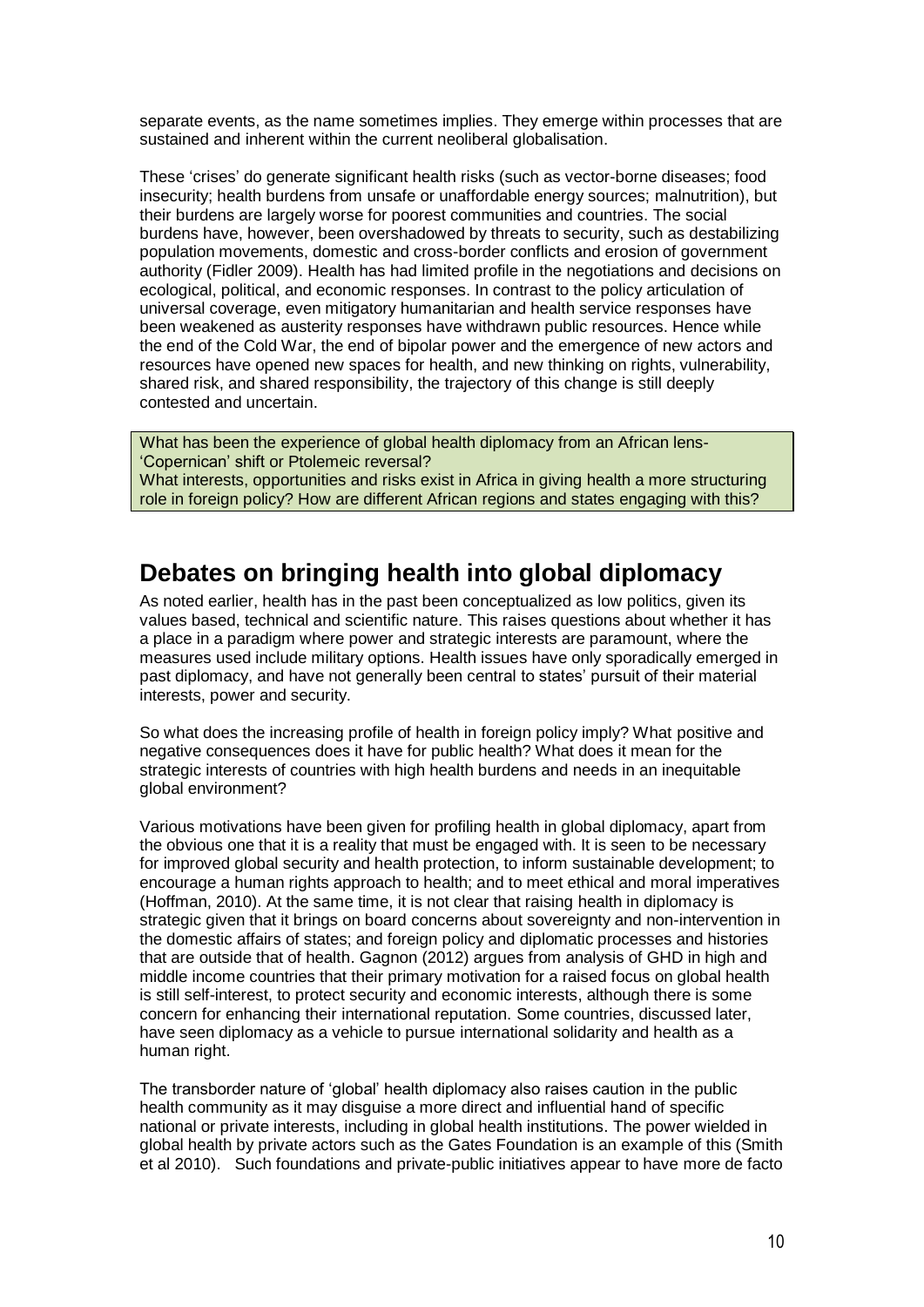separate events, as the name sometimes implies. They emerge within processes that are sustained and inherent within the current neoliberal globalisation.

These 'crises' do generate significant health risks (such as vector-borne diseases; food insecurity; health burdens from unsafe or unaffordable energy sources; malnutrition), but their burdens are largely worse for poorest communities and countries. The social burdens have, however, been overshadowed by threats to security, such as destabilizing population movements, domestic and cross-border conflicts and erosion of government authority (Fidler 2009). Health has had limited profile in the negotiations and decisions on ecological, political, and economic responses. In contrast to the policy articulation of universal coverage, even mitigatory humanitarian and health service responses have been weakened as austerity responses have withdrawn public resources. Hence while the end of the Cold War, the end of bipolar power and the emergence of new actors and resources have opened new spaces for health, and new thinking on rights, vulnerability, shared risk, and shared responsibility, the trajectory of this change is still deeply contested and uncertain.

What has been the experience of global health diplomacy from an African lens- 'Copernican' shift or Ptolemeic reversal?
What interests, opportunities and risks exist in Africa in giving health a more structuring role in foreign policy? How are different African regions and states engaging with this?

## Debates on bringing health into global diplomacy

As noted earlier, health has in the past been conceptualized as low politics, given its values based, technical and scientific nature. This raises questions about whether it has a place in a paradigm where power and strategic interests are paramount, where the measures used include military options. Health issues have only sporadically emerged in past diplomacy, and have not generally been central to states' pursuit of their material interests, power and security.

So what does the increasing profile of health in foreign policy imply? What positive and negative consequences does it have for public health? What does it mean for the strategic interests of countries with high health burdens and needs in an inequitable global environment?

Various motivations have been given for profiling health in global diplomacy, apart from the obvious one that it is a reality that must be engaged with. It is seen to be necessary for improved global security and health protection, to inform sustainable development; to encourage a human rights approach to health; and to meet ethical and moral imperatives (Hoffman, 2010). At the same time, it is not clear that raising health in diplomacy is strategic given that it brings on board concerns about sovereignty and non-intervention in the domestic affairs of states; and foreign policy and diplomatic processes and histories that are outside that of health. Gagnon (2012) argues from analysis of GHD in high and middle income countries that their primary motivation for a raised focus on global health is still self-interest, to protect security and economic interests, although there is some concern for enhancing their international reputation. Some countries, discussed later, have seen diplomacy as a vehicle to pursue international solidarity and health as a human right.

The transborder nature of 'global' health diplomacy also raises caution in the public health community as it may disguise a more direct and influential hand of specific national or private interests, including in global health institutions. The power wielded in global health by private actors such as the Gates Foundation is an example of this (Smith et al 2010). Such foundations and private-public initiatives appear to have more de facto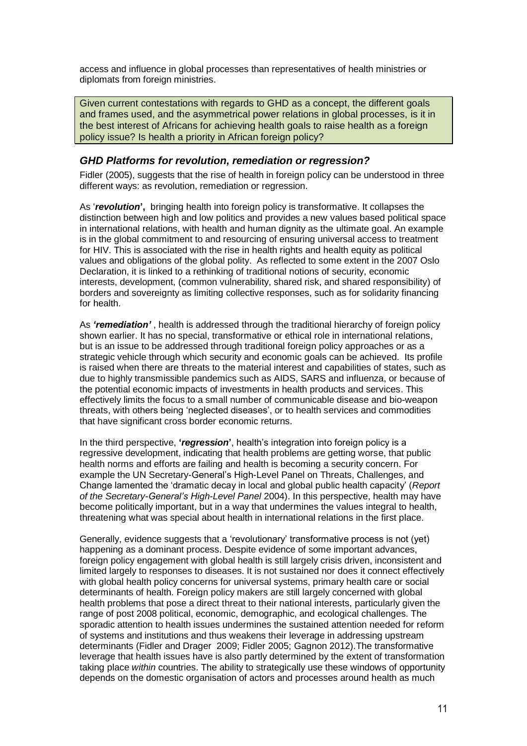access and influence in global processes than representatives of health ministries or diplomats from foreign ministries.

> Given current contestations with regards to GHD as a concept, the different goals and frames used, and the asymmetrical power relations in global processes, is it in the best interest of Africans for achieving health goals to raise health as a foreign policy issue? Is health a priority in African foreign policy?

### *GHD Platforms for revolution, remediation or regression?*

Fidler (2005), suggests that the rise of health in foreign policy can be understood in three different ways: as revolution, remediation or regression.

As '***revolution*',** bringing health into foreign policy is transformative. It collapses the distinction between high and low politics and provides a new values based political space in international relations, with health and human dignity as the ultimate goal. An example is in the global commitment to and resourcing of ensuring universal access to treatment for HIV. This is associated with the rise in health rights and health equity as political values and obligations of the global polity. As reflected to some extent in the 2007 Oslo Declaration, it is linked to a rethinking of traditional notions of security, economic interests, development, (common vulnerability, shared risk, and shared responsibility) of borders and sovereignty as limiting collective responses, such as for solidarity financing for health.

As ***'remediation'*** , health is addressed through the traditional hierarchy of foreign policy shown earlier. It has no special, transformative or ethical role in international relations, but is an issue to be addressed through traditional foreign policy approaches or as a strategic vehicle through which security and economic goals can be achieved. Its profile is raised when there are threats to the material interest and capabilities of states, such as due to highly transmissible pandemics such as AIDS, SARS and influenza, or because of the potential economic impacts of investments in health products and services. This effectively limits the focus to a small number of communicable disease and bio-weapon threats, with others being 'neglected diseases', or to health services and commodities that have significant cross border economic returns.

In the third perspective, **'*regression*'**, health's integration into foreign policy is a regressive development, indicating that health problems are getting worse, that public health norms and efforts are failing and health is becoming a security concern. For example the UN Secretary-General's High-Level Panel on Threats, Challenges, and Change lamented the 'dramatic decay in local and global public health capacity' (*Report of the Secretary-General's High-Level Panel* 2004). In this perspective, health may have become politically important, but in a way that undermines the values integral to health, threatening what was special about health in international relations in the first place.

Generally, evidence suggests that a 'revolutionary' transformative process is not (yet) happening as a dominant process. Despite evidence of some important advances, foreign policy engagement with global health is still largely crisis driven, inconsistent and limited largely to responses to diseases. It is not sustained nor does it connect effectively with global health policy concerns for universal systems, primary health care or social determinants of health. Foreign policy makers are still largely concerned with global health problems that pose a direct threat to their national interests, particularly given the range of post 2008 political, economic, demographic, and ecological challenges. The sporadic attention to health issues undermines the sustained attention needed for reform of systems and institutions and thus weakens their leverage in addressing upstream determinants (Fidler and Drager 2009; Fidler 2005; Gagnon 2012).The transformative leverage that health issues have is also partly determined by the extent of transformation taking place *within* countries. The ability to strategically use these windows of opportunity depends on the domestic organisation of actors and processes around health as much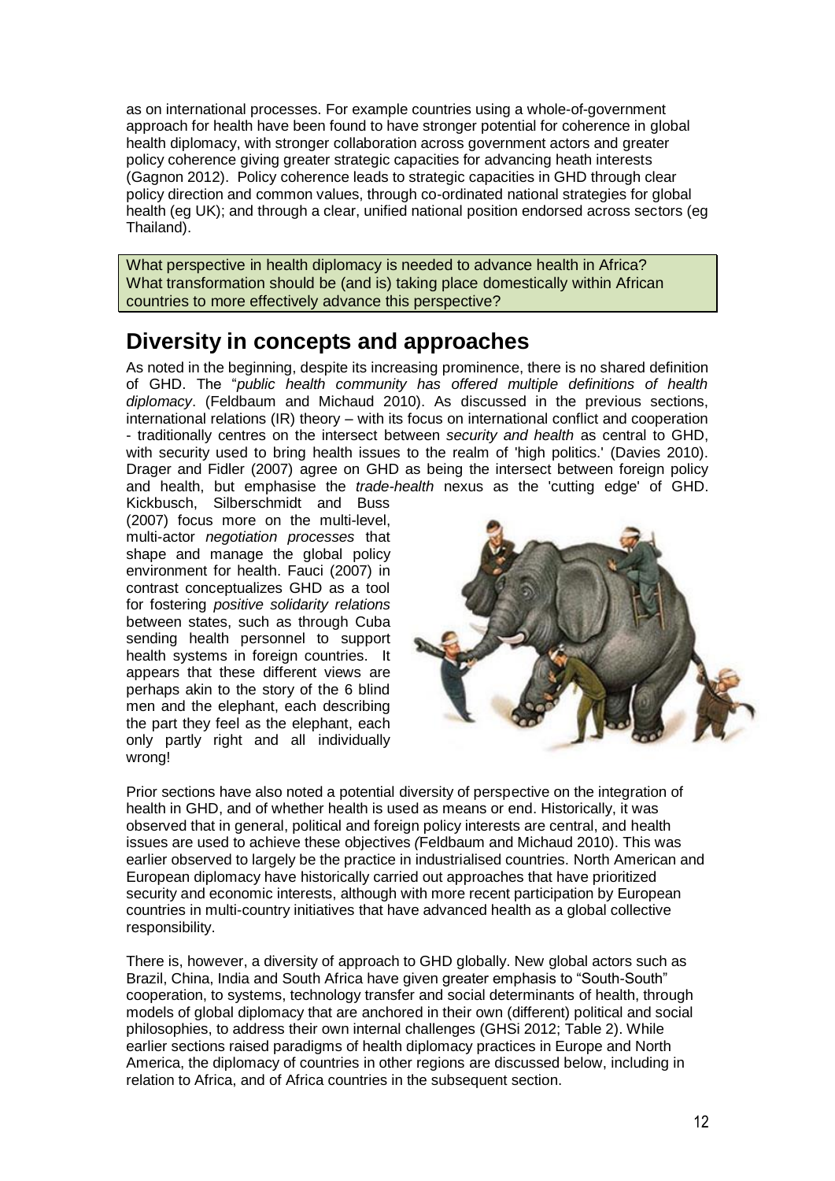as on international processes. For example countries using a whole-of-government approach for health have been found to have stronger potential for coherence in global health diplomacy, with stronger collaboration across government actors and greater policy coherence giving greater strategic capacities for advancing heath interests (Gagnon 2012). Policy coherence leads to strategic capacities in GHD through clear policy direction and common values, through co-ordinated national strategies for global health (eg UK); and through a clear, unified national position endorsed across sectors (eg Thailand).

> What perspective in health diplomacy is needed to advance health in Africa? What transformation should be (and is) taking place domestically within African countries to more effectively advance this perspective?

## Diversity in concepts and approaches

As noted in the beginning, despite its increasing prominence, there is no shared definition of GHD. The "*public health community has offered multiple definitions of health diplomacy*. (Feldbaum and Michaud 2010). As discussed in the previous sections, international relations (IR) theory – with its focus on international conflict and cooperation - traditionally centres on the intersect between *security and health* as central to GHD, with security used to bring health issues to the realm of 'high politics.' (Davies 2010). Drager and Fidler (2007) agree on GHD as being the intersect between foreign policy and health, but emphasise the *trade-health* nexus as the 'cutting edge' of GHD. Kickbusch, Silberschmidt and Buss (2007) focus more on the multi-level, multi-actor *negotiation processes* that shape and manage the global policy environment for health. Fauci (2007) in contrast conceptualizes GHD as a tool for fostering *positive solidarity relations* between states, such as through Cuba sending health personnel to support health systems in foreign countries. It appears that these different views are perhaps akin to the story of the 6 blind men and the elephant, each describing the part they feel as the elephant, each only partly right and all individually wrong!

Prior sections have also noted a potential diversity of perspective on the integration of health in GHD, and of whether health is used as means or end. Historically, it was observed that in general, political and foreign policy interests are central, and health issues are used to achieve these objectives (Feldbaum and Michaud 2010). This was earlier observed to largely be the practice in industrialised countries. North American and European diplomacy have historically carried out approaches that have prioritized security and economic interests, although with more recent participation by European countries in multi-country initiatives that have advanced health as a global collective responsibility.

There is, however, a diversity of approach to GHD globally. New global actors such as Brazil, China, India and South Africa have given greater emphasis to "South-South" cooperation, to systems, technology transfer and social determinants of health, through models of global diplomacy that are anchored in their own (different) political and social philosophies, to address their own internal challenges (GHSi 2012; Table 2). While earlier sections raised paradigms of health diplomacy practices in Europe and North America, the diplomacy of countries in other regions are discussed below, including in relation to Africa, and of Africa countries in the subsequent section.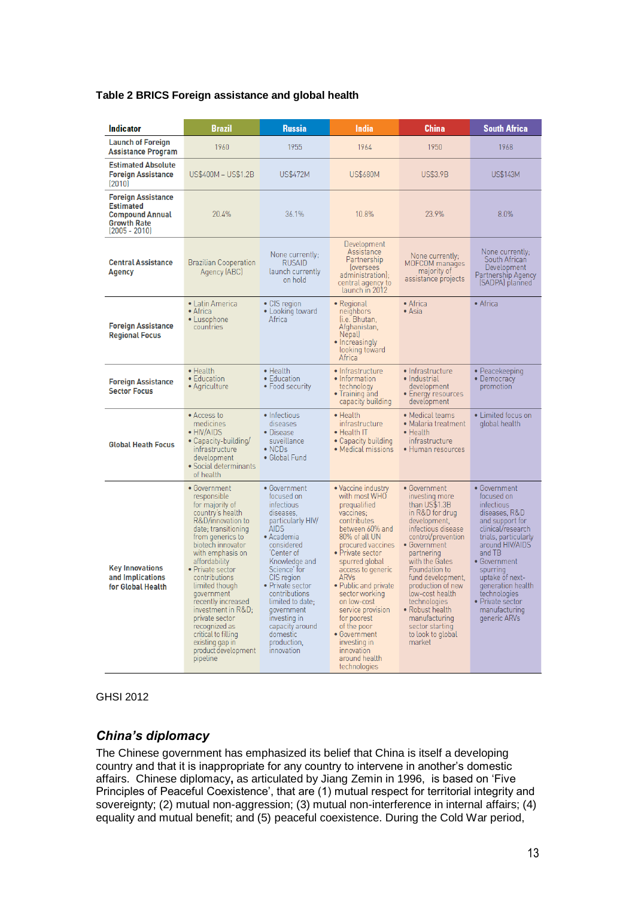**Table 2 BRICS Foreign assistance and global health**

| Indicator | Brazil | Russia | India | China | South Africa |
|---|---|---|---|---|---|
| Launch of Foreign Assistance Program | 1960 | 1955 | 1964 | 1950 | 1968 |
| Estimated Absolute Foreign Assistance (2010) | US$400M – US$1.2B | US$472M | US$680M | US$3.9B | US$143M |
| Foreign Assistance Estimated Compound Annual Growth Rate (2005 - 2010) | 20.4% | 36.1% | 10.8% | 23.9% | 8.0% |
| Central Assistance Agency | Brazilian Cooperation Agency (ABC) | None currently; RUSAID launch currently on hold | Development Assistance Partnership (oversees administration); central agency to launch in 2012 | None currently; MOFCOM manages majority of assistance projects | None currently; South African Development Partnership Agency (SADPA) planned |
| Foreign Assistance Regional Focus | • Latin America<br>• Africa<br>• Lusophone countries | • CIS region<br>• Looking toward Africa | • Regional neighbors (i.e. Bhutan, Afghanistan, Nepal)<br>• Increasingly looking toward Africa | • Africa<br>• Asia | • Africa |
| Foreign Assistance Sector Focus | • Health<br>• Education<br>• Agriculture | • Health<br>• Education<br>• Food security | • Infrastructure<br>• Information technology<br>• Training and capacity building | • Infrastructure<br>• Industrial development<br>• Energy resources development | • Peacekeeping<br>• Democracy promotion |
| Global Heath Focus | • Access to medicines<br>• HIV/AIDS<br>• Capacity-building/ infrastructure development<br>• Social determinants of health | • Infectious diseases<br>• Disease surveillance<br>• NCDs<br>• Global Fund | • Health infrastructure<br>• Health IT<br>• Capacity building<br>• Medical missions | • Medical teams<br>• Malaria treatment<br>• Health infrastructure<br>• Human resources | • Limited focus on global health |
| Key Innovations and Implications for Global Health | • Government responsible for majority of country's health R&D/innovation to date; transitioning from generics to biotech innovator with emphasis on affordability<br>• Private sector contributions limited though government recently increased investment in R&D; private sector recognized as critical to filling existing gap in product development pipeline | • Government focused on infectious diseases, particularly HIV/ AIDS<br>• Academia considered 'Center of Knowledge and Science' for CIS region<br>• Private sector contributions limited to date; government investing in capacity around domestic production, innovation | • Vaccine industry with most WHO prequalified vaccines; contributes between 60% and 80% of all UN procured vaccines<br>• Private sector spurred global access to generic ARVs<br>• Public and private sector working on low-cost service provision for poorest of the poor<br>• Government investing in innovation around health technologies | • Government investing more than US$1.3B in R&D for drug development, infectious disease control/prevention<br>• Government partnering with the Gates Foundation to fund development, production of new low-cost health technologies<br>• Robust health manufacturing sector starting to look to global market | • Government focused on infectious diseases, R&D and support for clinical/research trials, particularly around HIV/AIDS and TB<br>• Government spurring uptake of next-generation health technologies<br>• Private sector manufacturing generic ARVs |

GHSI 2012

### *China's diplomacy*

The Chinese government has emphasized its belief that China is itself a developing country and that it is inappropriate for any country to intervene in another's domestic affairs. Chinese diplomacy**,** as articulated by Jiang Zemin in 1996, is based on 'Five Principles of Peaceful Coexistence', that are (1) mutual respect for territorial integrity and sovereignty; (2) mutual non-aggression; (3) mutual non-interference in internal affairs; (4) equality and mutual benefit; and (5) peaceful coexistence. During the Cold War period,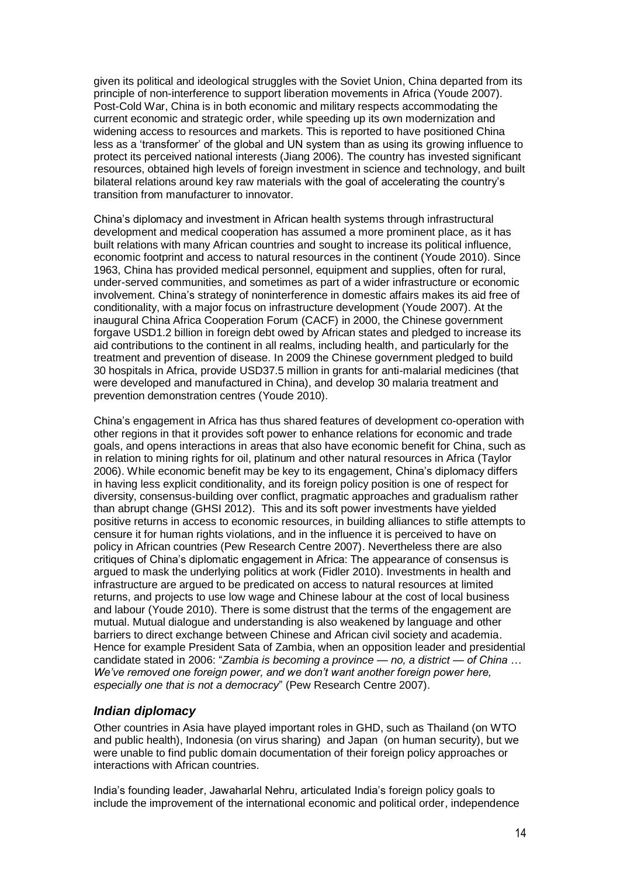given its political and ideological struggles with the Soviet Union, China departed from its principle of non-interference to support liberation movements in Africa (Youde 2007). Post-Cold War, China is in both economic and military respects accommodating the current economic and strategic order, while speeding up its own modernization and widening access to resources and markets. This is reported to have positioned China less as a 'transformer' of the global and UN system than as using its growing influence to protect its perceived national interests (Jiang 2006). The country has invested significant resources, obtained high levels of foreign investment in science and technology, and built bilateral relations around key raw materials with the goal of accelerating the country's transition from manufacturer to innovator.

China's diplomacy and investment in African health systems through infrastructural development and medical cooperation has assumed a more prominent place, as it has built relations with many African countries and sought to increase its political influence, economic footprint and access to natural resources in the continent (Youde 2010). Since 1963, China has provided medical personnel, equipment and supplies, often for rural, under-served communities, and sometimes as part of a wider infrastructure or economic involvement. China's strategy of noninterference in domestic affairs makes its aid free of conditionality, with a major focus on infrastructure development (Youde 2007). At the inaugural China Africa Cooperation Forum (CACF) in 2000, the Chinese government forgave USD1.2 billion in foreign debt owed by African states and pledged to increase its aid contributions to the continent in all realms, including health, and particularly for the treatment and prevention of disease. In 2009 the Chinese government pledged to build 30 hospitals in Africa, provide USD37.5 million in grants for anti-malarial medicines (that were developed and manufactured in China), and develop 30 malaria treatment and prevention demonstration centres (Youde 2010).

China's engagement in Africa has thus shared features of development co-operation with other regions in that it provides soft power to enhance relations for economic and trade goals, and opens interactions in areas that also have economic benefit for China, such as in relation to mining rights for oil, platinum and other natural resources in Africa (Taylor 2006). While economic benefit may be key to its engagement, China's diplomacy differs in having less explicit conditionality, and its foreign policy position is one of respect for diversity, consensus-building over conflict, pragmatic approaches and gradualism rather than abrupt change (GHSI 2012). This and its soft power investments have yielded positive returns in access to economic resources, in building alliances to stifle attempts to censure it for human rights violations, and in the influence it is perceived to have on policy in African countries (Pew Research Centre 2007). Nevertheless there are also critiques of China's diplomatic engagement in Africa: The appearance of consensus is argued to mask the underlying politics at work (Fidler 2010). Investments in health and infrastructure are argued to be predicated on access to natural resources at limited returns, and projects to use low wage and Chinese labour at the cost of local business and labour (Youde 2010). There is some distrust that the terms of the engagement are mutual. Mutual dialogue and understanding is also weakened by language and other barriers to direct exchange between Chinese and African civil society and academia. Hence for example President Sata of Zambia, when an opposition leader and presidential candidate stated in 2006: "*Zambia is becoming a province — no, a district — of China … We've removed one foreign power, and we don't want another foreign power here, especially one that is not a democracy*" (Pew Research Centre 2007).

### *Indian diplomacy*

Other countries in Asia have played important roles in GHD, such as Thailand (on WTO and public health), Indonesia (on virus sharing) and Japan (on human security), but we were unable to find public domain documentation of their foreign policy approaches or interactions with African countries.

India's founding leader, Jawaharlal Nehru, articulated India's foreign policy goals to include the improvement of the international economic and political order, independence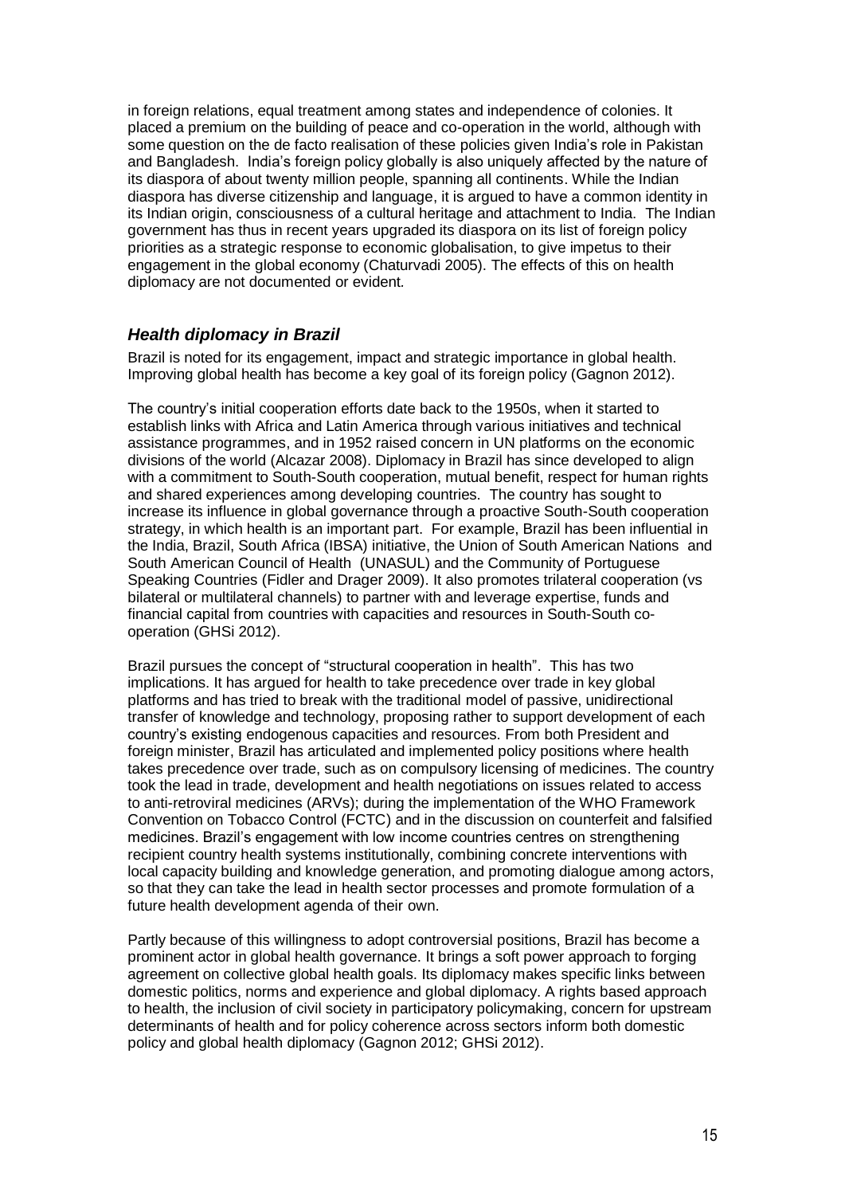in foreign relations, equal treatment among states and independence of colonies. It placed a premium on the building of peace and co-operation in the world, although with some question on the de facto realisation of these policies given India's role in Pakistan and Bangladesh. India's foreign policy globally is also uniquely affected by the nature of its diaspora of about twenty million people, spanning all continents. While the Indian diaspora has diverse citizenship and language, it is argued to have a common identity in its Indian origin, consciousness of a cultural heritage and attachment to India. The Indian government has thus in recent years upgraded its diaspora on its list of foreign policy priorities as a strategic response to economic globalisation, to give impetus to their engagement in the global economy (Chaturvadi 2005). The effects of this on health diplomacy are not documented or evident.

### *Health diplomacy in Brazil*

Brazil is noted for its engagement, impact and strategic importance in global health. Improving global health has become a key goal of its foreign policy (Gagnon 2012).

The country's initial cooperation efforts date back to the 1950s, when it started to establish links with Africa and Latin America through various initiatives and technical assistance programmes, and in 1952 raised concern in UN platforms on the economic divisions of the world (Alcazar 2008). Diplomacy in Brazil has since developed to align with a commitment to South-South cooperation, mutual benefit, respect for human rights and shared experiences among developing countries. The country has sought to increase its influence in global governance through a proactive South-South cooperation strategy, in which health is an important part. For example, Brazil has been influential in the India, Brazil, South Africa (IBSA) initiative, the Union of South American Nations and South American Council of Health (UNASUL) and the Community of Portuguese Speaking Countries (Fidler and Drager 2009). It also promotes trilateral cooperation (vs bilateral or multilateral channels) to partner with and leverage expertise, funds and financial capital from countries with capacities and resources in South-South co-operation (GHSi 2012).

Brazil pursues the concept of "structural cooperation in health". This has two implications. It has argued for health to take precedence over trade in key global platforms and has tried to break with the traditional model of passive, unidirectional transfer of knowledge and technology, proposing rather to support development of each country's existing endogenous capacities and resources. From both President and foreign minister, Brazil has articulated and implemented policy positions where health takes precedence over trade, such as on compulsory licensing of medicines. The country took the lead in trade, development and health negotiations on issues related to access to anti-retroviral medicines (ARVs); during the implementation of the WHO Framework Convention on Tobacco Control (FCTC) and in the discussion on counterfeit and falsified medicines. Brazil's engagement with low income countries centres on strengthening recipient country health systems institutionally, combining concrete interventions with local capacity building and knowledge generation, and promoting dialogue among actors, so that they can take the lead in health sector processes and promote formulation of a future health development agenda of their own.

Partly because of this willingness to adopt controversial positions, Brazil has become a prominent actor in global health governance. It brings a soft power approach to forging agreement on collective global health goals. Its diplomacy makes specific links between domestic politics, norms and experience and global diplomacy. A rights based approach to health, the inclusion of civil society in participatory policymaking, concern for upstream determinants of health and for policy coherence across sectors inform both domestic policy and global health diplomacy (Gagnon 2012; GHSi 2012).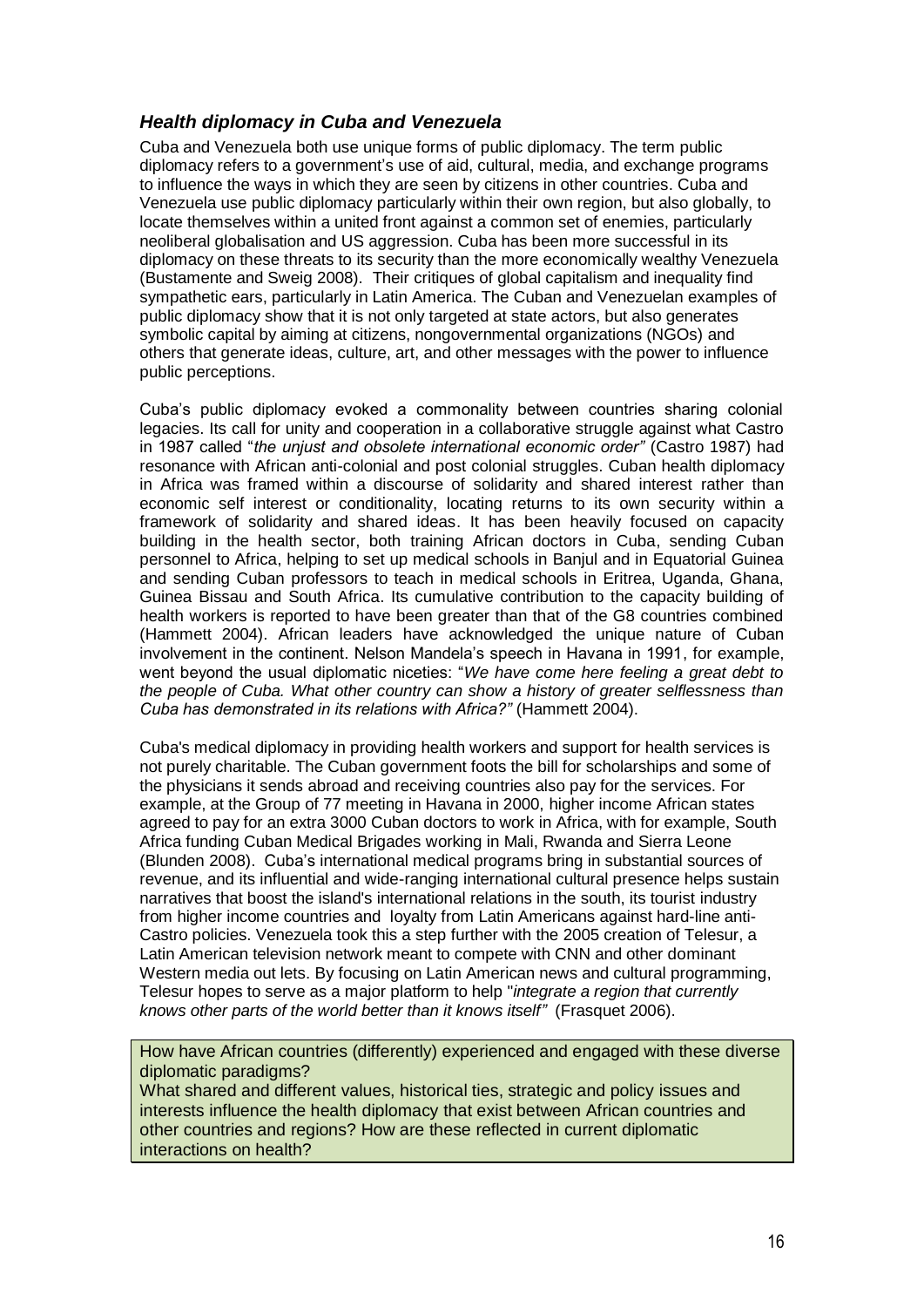### *Health diplomacy in Cuba and Venezuela*

Cuba and Venezuela both use unique forms of public diplomacy. The term public diplomacy refers to a government's use of aid, cultural, media, and exchange programs to influence the ways in which they are seen by citizens in other countries. Cuba and Venezuela use public diplomacy particularly within their own region, but also globally, to locate themselves within a united front against a common set of enemies, particularly neoliberal globalisation and US aggression. Cuba has been more successful in its diplomacy on these threats to its security than the more economically wealthy Venezuela (Bustamente and Sweig 2008). Their critiques of global capitalism and inequality find sympathetic ears, particularly in Latin America. The Cuban and Venezuelan examples of public diplomacy show that it is not only targeted at state actors, but also generates symbolic capital by aiming at citizens, nongovernmental organizations (NGOs) and others that generate ideas, culture, art, and other messages with the power to influence public perceptions.

Cuba's public diplomacy evoked a commonality between countries sharing colonial legacies. Its call for unity and cooperation in a collaborative struggle against what Castro in 1987 called "*the unjust and obsolete international economic order"* (Castro 1987) had resonance with African anti-colonial and post colonial struggles. Cuban health diplomacy in Africa was framed within a discourse of solidarity and shared interest rather than economic self interest or conditionality, locating returns to its own security within a framework of solidarity and shared ideas. It has been heavily focused on capacity building in the health sector, both training African doctors in Cuba, sending Cuban personnel to Africa, helping to set up medical schools in Banjul and in Equatorial Guinea and sending Cuban professors to teach in medical schools in Eritrea, Uganda, Ghana, Guinea Bissau and South Africa. Its cumulative contribution to the capacity building of health workers is reported to have been greater than that of the G8 countries combined (Hammett 2004). African leaders have acknowledged the unique nature of Cuban involvement in the continent. Nelson Mandela's speech in Havana in 1991, for example, went beyond the usual diplomatic niceties: "*We have come here feeling a great debt to the people of Cuba. What other country can show a history of greater selflessness than Cuba has demonstrated in its relations with Africa?"* (Hammett 2004).

Cuba's medical diplomacy in providing health workers and support for health services is not purely charitable. The Cuban government foots the bill for scholarships and some of the physicians it sends abroad and receiving countries also pay for the services. For example, at the Group of 77 meeting in Havana in 2000, higher income African states agreed to pay for an extra 3000 Cuban doctors to work in Africa, with for example, South Africa funding Cuban Medical Brigades working in Mali, Rwanda and Sierra Leone (Blunden 2008). Cuba's international medical programs bring in substantial sources of revenue, and its influential and wide-ranging international cultural presence helps sustain narratives that boost the island's international relations in the south, its tourist industry from higher income countries and loyalty from Latin Americans against hard-line anti-Castro policies. Venezuela took this a step further with the 2005 creation of Telesur, a Latin American television network meant to compete with CNN and other dominant Western media out lets. By focusing on Latin American news and cultural programming, Telesur hopes to serve as a major platform to help "*integrate a region that currently knows other parts of the world better than it knows itself"* (Frasquet 2006).

How have African countries (differently) experienced and engaged with these diverse diplomatic paradigms?
What shared and different values, historical ties, strategic and policy issues and interests influence the health diplomacy that exist between African countries and other countries and regions? How are these reflected in current diplomatic interactions on health?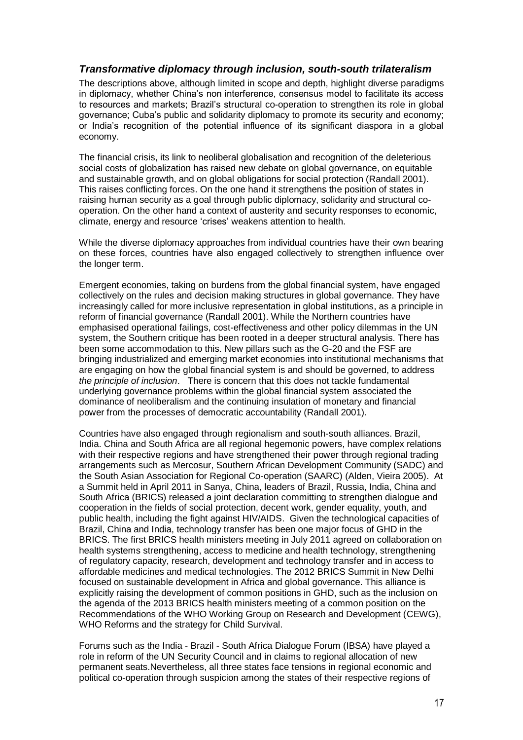### *Transformative diplomacy through inclusion, south-south trilateralism*

The descriptions above, although limited in scope and depth, highlight diverse paradigms in diplomacy, whether China's non interference, consensus model to facilitate its access to resources and markets; Brazil's structural co-operation to strengthen its role in global governance; Cuba's public and solidarity diplomacy to promote its security and economy; or India's recognition of the potential influence of its significant diaspora in a global economy.

The financial crisis, its link to neoliberal globalisation and recognition of the deleterious social costs of globalization has raised new debate on global governance, on equitable and sustainable growth, and on global obligations for social protection (Randall 2001). This raises conflicting forces. On the one hand it strengthens the position of states in raising human security as a goal through public diplomacy, solidarity and structural co-operation. On the other hand a context of austerity and security responses to economic, climate, energy and resource 'crises' weakens attention to health.

While the diverse diplomacy approaches from individual countries have their own bearing on these forces, countries have also engaged collectively to strengthen influence over the longer term.

Emergent economies, taking on burdens from the global financial system, have engaged collectively on the rules and decision making structures in global governance. They have increasingly called for more inclusive representation in global institutions, as a principle in reform of financial governance (Randall 2001). While the Northern countries have emphasised operational failings, cost-effectiveness and other policy dilemmas in the UN system, the Southern critique has been rooted in a deeper structural analysis. There has been some accommodation to this. New pillars such as the G-20 and the FSF are bringing industrialized and emerging market economies into institutional mechanisms that are engaging on how the global financial system is and should be governed, to address *the principle of inclusion*. There is concern that this does not tackle fundamental underlying governance problems within the global financial system associated the dominance of neoliberalism and the continuing insulation of monetary and financial power from the processes of democratic accountability (Randall 2001).

Countries have also engaged through regionalism and south-south alliances. Brazil, India. China and South Africa are all regional hegemonic powers, have complex relations with their respective regions and have strengthened their power through regional trading arrangements such as Mercosur, Southern African Development Community (SADC) and the South Asian Association for Regional Co-operation (SAARC) (Alden, Vieira 2005). At a Summit held in April 2011 in Sanya, China, leaders of Brazil, Russia, India, China and South Africa (BRICS) released a joint declaration committing to strengthen dialogue and cooperation in the fields of social protection, decent work, gender equality, youth, and public health, including the fight against HIV/AIDS. Given the technological capacities of Brazil, China and India, technology transfer has been one major focus of GHD in the BRICS. The first BRICS health ministers meeting in July 2011 agreed on collaboration on health systems strengthening, access to medicine and health technology, strengthening of regulatory capacity, research, development and technology transfer and in access to affordable medicines and medical technologies. The 2012 BRICS Summit in New Delhi focused on sustainable development in Africa and global governance. This alliance is explicitly raising the development of common positions in GHD, such as the inclusion on the agenda of the 2013 BRICS health ministers meeting of a common position on the Recommendations of the WHO Working Group on Research and Development (CEWG), WHO Reforms and the strategy for Child Survival.

Forums such as the India - Brazil - South Africa Dialogue Forum (IBSA) have played a role in reform of the UN Security Council and in claims to regional allocation of new permanent seats.Nevertheless, all three states face tensions in regional economic and political co-operation through suspicion among the states of their respective regions of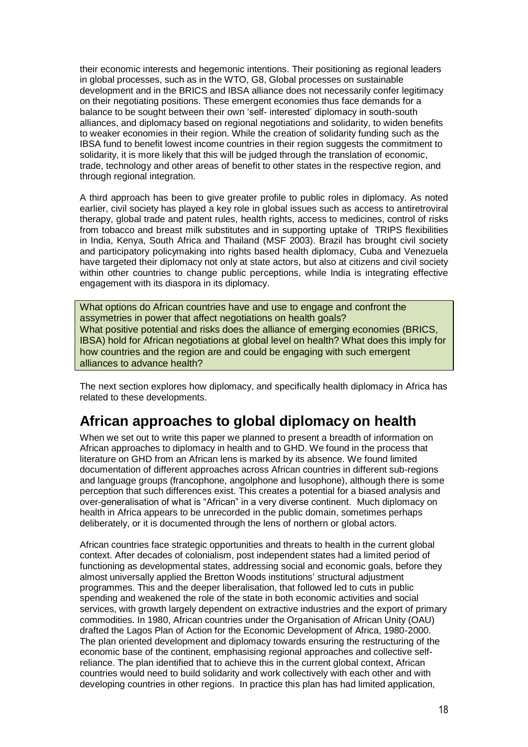their economic interests and hegemonic intentions. Their positioning as regional leaders in global processes, such as in the WTO, G8, Global processes on sustainable development and in the BRICS and IBSA alliance does not necessarily confer legitimacy on their negotiating positions. These emergent economies thus face demands for a balance to be sought between their own 'self- interested' diplomacy in south-south alliances, and diplomacy based on regional negotiations and solidarity, to widen benefits to weaker economies in their region. While the creation of solidarity funding such as the IBSA fund to benefit lowest income countries in their region suggests the commitment to solidarity, it is more likely that this will be judged through the translation of economic, trade, technology and other areas of benefit to other states in the respective region, and through regional integration.

A third approach has been to give greater profile to public roles in diplomacy. As noted earlier, civil society has played a key role in global issues such as access to antiretroviral therapy, global trade and patent rules, health rights, access to medicines, control of risks from tobacco and breast milk substitutes and in supporting uptake of TRIPS flexibilities in India, Kenya, South Africa and Thailand (MSF 2003). Brazil has brought civil society and participatory policymaking into rights based health diplomacy, Cuba and Venezuela have targeted their diplomacy not only at state actors, but also at citizens and civil society within other countries to change public perceptions, while India is integrating effective engagement with its diaspora in its diplomacy.

> What options do African countries have and use to engage and confront the assymetries in power that affect negotiations on health goals?
> What positive potential and risks does the alliance of emerging economies (BRICS, IBSA) hold for African negotiations at global level on health? What does this imply for how countries and the region are and could be engaging with such emergent alliances to advance health?

The next section explores how diplomacy, and specifically health diplomacy in Africa has related to these developments.

## African approaches to global diplomacy on health

When we set out to write this paper we planned to present a breadth of information on African approaches to diplomacy in health and to GHD. We found in the process that literature on GHD from an African lens is marked by its absence. We found limited documentation of different approaches across African countries in different sub-regions and language groups (francophone, angolphone and lusophone), although there is some perception that such differences exist. This creates a potential for a biased analysis and over-generalisation of what is "African" in a very diverse continent. Much diplomacy on health in Africa appears to be unrecorded in the public domain, sometimes perhaps deliberately, or it is documented through the lens of northern or global actors.

African countries face strategic opportunities and threats to health in the current global context. After decades of colonialism, post independent states had a limited period of functioning as developmental states, addressing social and economic goals, before they almost universally applied the Bretton Woods institutions' structural adjustment programmes. This and the deeper liberalisation, that followed led to cuts in public spending and weakened the role of the state in both economic activities and social services, with growth largely dependent on extractive industries and the export of primary commodities. In 1980, African countries under the Organisation of African Unity (OAU) drafted the Lagos Plan of Action for the Economic Development of Africa, 1980-2000. The plan oriented development and diplomacy towards ensuring the restructuring of the economic base of the continent, emphasising regional approaches and collective self-reliance. The plan identified that to achieve this in the current global context, African countries would need to build solidarity and work collectively with each other and with developing countries in other regions. In practice this plan has had limited application,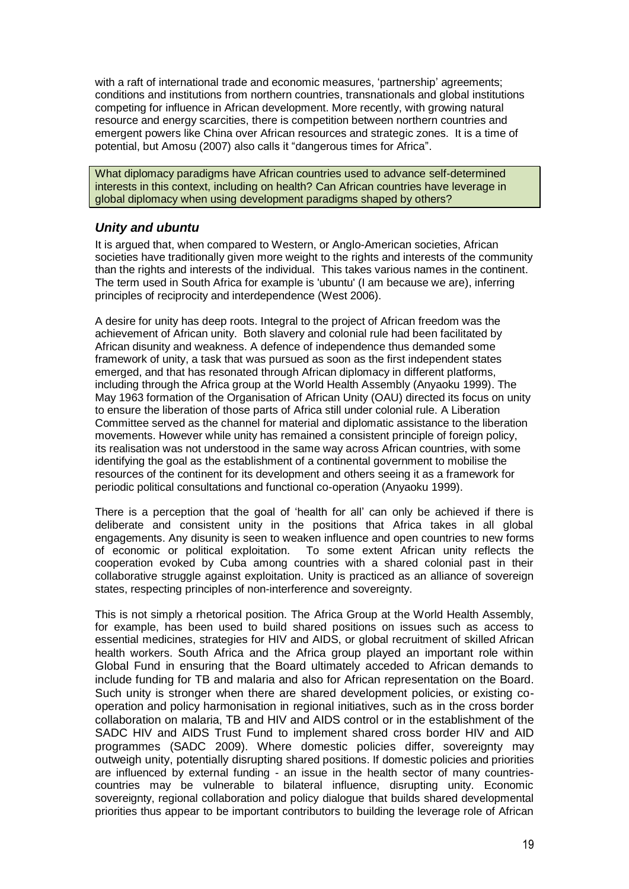with a raft of international trade and economic measures, 'partnership' agreements; conditions and institutions from northern countries, transnationals and global institutions competing for influence in African development. More recently, with growing natural resource and energy scarcities, there is competition between northern countries and emergent powers like China over African resources and strategic zones. It is a time of potential, but Amosu (2007) also calls it "dangerous times for Africa".

> What diplomacy paradigms have African countries used to advance self-determined interests in this context, including on health? Can African countries have leverage in global diplomacy when using development paradigms shaped by others?

### *Unity and ubuntu*

It is argued that, when compared to Western, or Anglo-American societies, African societies have traditionally given more weight to the rights and interests of the community than the rights and interests of the individual. This takes various names in the continent. The term used in South Africa for example is 'ubuntu' (I am because we are), inferring principles of reciprocity and interdependence (West 2006).

A desire for unity has deep roots. Integral to the project of African freedom was the achievement of African unity. Both slavery and colonial rule had been facilitated by African disunity and weakness. A defence of independence thus demanded some framework of unity, a task that was pursued as soon as the first independent states emerged, and that has resonated through African diplomacy in different platforms, including through the Africa group at the World Health Assembly (Anyaoku 1999). The May 1963 formation of the Organisation of African Unity (OAU) directed its focus on unity to ensure the liberation of those parts of Africa still under colonial rule. A Liberation Committee served as the channel for material and diplomatic assistance to the liberation movements. However while unity has remained a consistent principle of foreign policy, its realisation was not understood in the same way across African countries, with some identifying the goal as the establishment of a continental government to mobilise the resources of the continent for its development and others seeing it as a framework for periodic political consultations and functional co-operation (Anyaoku 1999).

There is a perception that the goal of 'health for all' can only be achieved if there is deliberate and consistent unity in the positions that Africa takes in all global engagements. Any disunity is seen to weaken influence and open countries to new forms of economic or political exploitation. To some extent African unity reflects the cooperation evoked by Cuba among countries with a shared colonial past in their collaborative struggle against exploitation. Unity is practiced as an alliance of sovereign states, respecting principles of non-interference and sovereignty.

This is not simply a rhetorical position. The Africa Group at the World Health Assembly, for example, has been used to build shared positions on issues such as access to essential medicines, strategies for HIV and AIDS, or global recruitment of skilled African health workers. South Africa and the Africa group played an important role within Global Fund in ensuring that the Board ultimately acceded to African demands to include funding for TB and malaria and also for African representation on the Board. Such unity is stronger when there are shared development policies, or existing co-operation and policy harmonisation in regional initiatives, such as in the cross border collaboration on malaria, TB and HIV and AIDS control or in the establishment of the SADC HIV and AIDS Trust Fund to implement shared cross border HIV and AID programmes (SADC 2009). Where domestic policies differ, sovereignty may outweigh unity, potentially disrupting shared positions. If domestic policies and priorities are influenced by external funding - an issue in the health sector of many countries- countries may be vulnerable to bilateral influence, disrupting unity. Economic sovereignty, regional collaboration and policy dialogue that builds shared developmental priorities thus appear to be important contributors to building the leverage role of African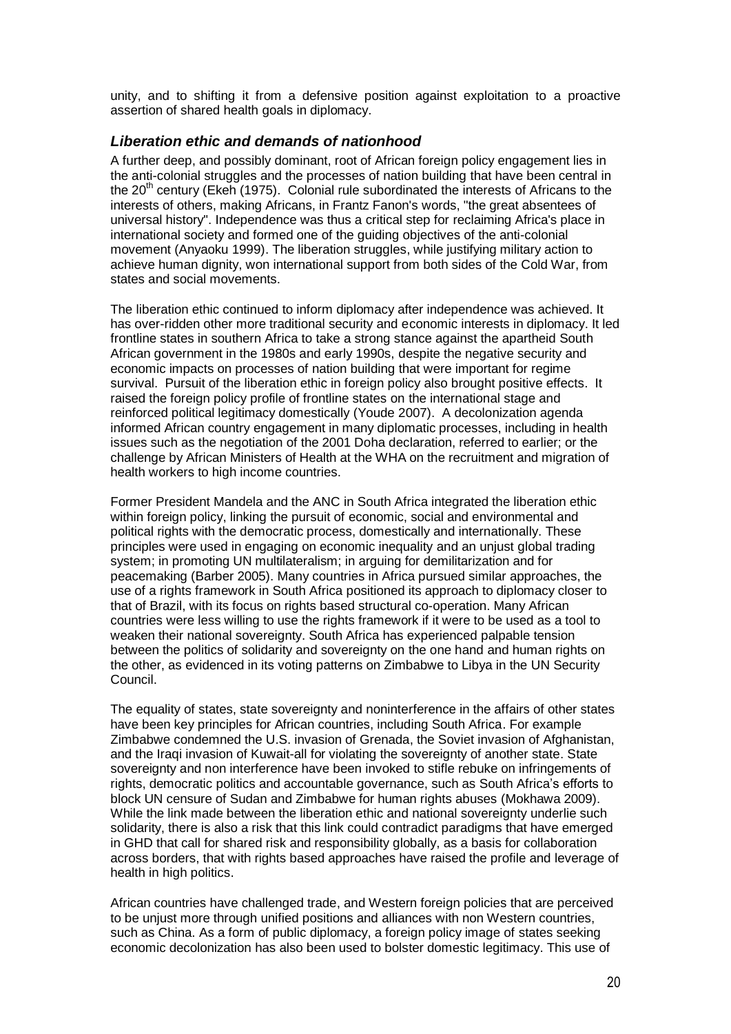unity, and to shifting it from a defensive position against exploitation to a proactive assertion of shared health goals in diplomacy.

### *Liberation ethic and demands of nationhood*

A further deep, and possibly dominant, root of African foreign policy engagement lies in the anti-colonial struggles and the processes of nation building that have been central in the 20th century (Ekeh (1975). Colonial rule subordinated the interests of Africans to the interests of others, making Africans, in Frantz Fanon's words, "the great absentees of universal history". Independence was thus a critical step for reclaiming Africa's place in international society and formed one of the guiding objectives of the anti-colonial movement (Anyaoku 1999). The liberation struggles, while justifying military action to achieve human dignity, won international support from both sides of the Cold War, from states and social movements.

The liberation ethic continued to inform diplomacy after independence was achieved. It has over-ridden other more traditional security and economic interests in diplomacy. It led frontline states in southern Africa to take a strong stance against the apartheid South African government in the 1980s and early 1990s, despite the negative security and economic impacts on processes of nation building that were important for regime survival. Pursuit of the liberation ethic in foreign policy also brought positive effects. It raised the foreign policy profile of frontline states on the international stage and reinforced political legitimacy domestically (Youde 2007). A decolonization agenda informed African country engagement in many diplomatic processes, including in health issues such as the negotiation of the 2001 Doha declaration, referred to earlier; or the challenge by African Ministers of Health at the WHA on the recruitment and migration of health workers to high income countries.

Former President Mandela and the ANC in South Africa integrated the liberation ethic within foreign policy, linking the pursuit of economic, social and environmental and political rights with the democratic process, domestically and internationally. These principles were used in engaging on economic inequality and an unjust global trading system; in promoting UN multilateralism; in arguing for demilitarization and for peacemaking (Barber 2005). Many countries in Africa pursued similar approaches, the use of a rights framework in South Africa positioned its approach to diplomacy closer to that of Brazil, with its focus on rights based structural co-operation. Many African countries were less willing to use the rights framework if it were to be used as a tool to weaken their national sovereignty. South Africa has experienced palpable tension between the politics of solidarity and sovereignty on the one hand and human rights on the other, as evidenced in its voting patterns on Zimbabwe to Libya in the UN Security Council.

The equality of states, state sovereignty and noninterference in the affairs of other states have been key principles for African countries, including South Africa. For example Zimbabwe condemned the U.S. invasion of Grenada, the Soviet invasion of Afghanistan, and the Iraqi invasion of Kuwait-all for violating the sovereignty of another state. State sovereignty and non interference have been invoked to stifle rebuke on infringements of rights, democratic politics and accountable governance, such as South Africa's efforts to block UN censure of Sudan and Zimbabwe for human rights abuses (Mokhawa 2009). While the link made between the liberation ethic and national sovereignty underlie such solidarity, there is also a risk that this link could contradict paradigms that have emerged in GHD that call for shared risk and responsibility globally, as a basis for collaboration across borders, that with rights based approaches have raised the profile and leverage of health in high politics.

African countries have challenged trade, and Western foreign policies that are perceived to be unjust more through unified positions and alliances with non Western countries, such as China. As a form of public diplomacy, a foreign policy image of states seeking economic decolonization has also been used to bolster domestic legitimacy. This use of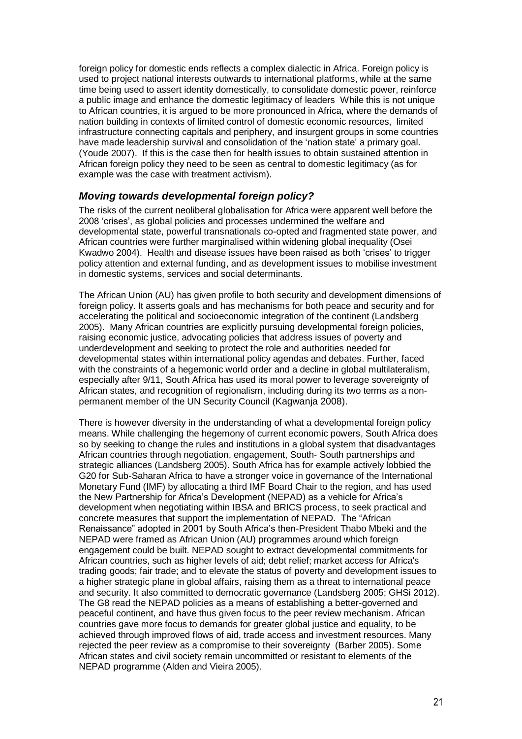foreign policy for domestic ends reflects a complex dialectic in Africa. Foreign policy is used to project national interests outwards to international platforms, while at the same time being used to assert identity domestically, to consolidate domestic power, reinforce a public image and enhance the domestic legitimacy of leaders While this is not unique to African countries, it is argued to be more pronounced in Africa, where the demands of nation building in contexts of limited control of domestic economic resources, limited infrastructure connecting capitals and periphery, and insurgent groups in some countries have made leadership survival and consolidation of the 'nation state' a primary goal. (Youde 2007). If this is the case then for health issues to obtain sustained attention in African foreign policy they need to be seen as central to domestic legitimacy (as for example was the case with treatment activism).

### *Moving towards developmental foreign policy?*

The risks of the current neoliberal globalisation for Africa were apparent well before the 2008 'crises', as global policies and processes undermined the welfare and developmental state, powerful transnationals co-opted and fragmented state power, and African countries were further marginalised within widening global inequality (Osei Kwadwo 2004). Health and disease issues have been raised as both 'crises' to trigger policy attention and external funding, and as development issues to mobilise investment in domestic systems, services and social determinants.

The African Union (AU) has given profile to both security and development dimensions of foreign policy. It asserts goals and has mechanisms for both peace and security and for accelerating the political and socioeconomic integration of the continent (Landsberg 2005). Many African countries are explicitly pursuing developmental foreign policies, raising economic justice, advocating policies that address issues of poverty and underdevelopment and seeking to protect the role and authorities needed for developmental states within international policy agendas and debates. Further, faced with the constraints of a hegemonic world order and a decline in global multilateralism, especially after 9/11, South Africa has used its moral power to leverage sovereignty of African states, and recognition of regionalism, including during its two terms as a non-permanent member of the UN Security Council (Kagwanja 2008).

There is however diversity in the understanding of what a developmental foreign policy means. While challenging the hegemony of current economic powers, South Africa does so by seeking to change the rules and institutions in a global system that disadvantages African countries through negotiation, engagement, South- South partnerships and strategic alliances (Landsberg 2005). South Africa has for example actively lobbied the G20 for Sub-Saharan Africa to have a stronger voice in governance of the International Monetary Fund (IMF) by allocating a third IMF Board Chair to the region, and has used the New Partnership for Africa's Development (NEPAD) as a vehicle for Africa's development when negotiating within IBSA and BRICS process, to seek practical and concrete measures that support the implementation of NEPAD. The "African Renaissance" adopted in 2001 by South Africa's then-President Thabo Mbeki and the NEPAD were framed as African Union (AU) programmes around which foreign engagement could be built. NEPAD sought to extract developmental commitments for African countries, such as higher levels of aid; debt relief; market access for Africa's trading goods; fair trade; and to elevate the status of poverty and development issues to a higher strategic plane in global affairs, raising them as a threat to international peace and security. It also committed to democratic governance (Landsberg 2005; GHSi 2012). The G8 read the NEPAD policies as a means of establishing a better-governed and peaceful continent, and have thus given focus to the peer review mechanism. African countries gave more focus to demands for greater global justice and equality, to be achieved through improved flows of aid, trade access and investment resources. Many rejected the peer review as a compromise to their sovereignty (Barber 2005). Some African states and civil society remain uncommitted or resistant to elements of the NEPAD programme (Alden and Vieira 2005).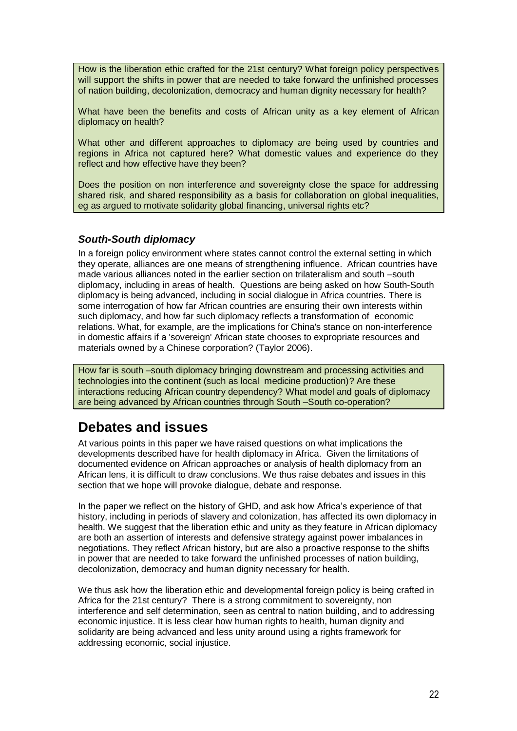How is the liberation ethic crafted for the 21st century? What foreign policy perspectives will support the shifts in power that are needed to take forward the unfinished processes of nation building, decolonization, democracy and human dignity necessary for health?

What have been the benefits and costs of African unity as a key element of African diplomacy on health?

What other and different approaches to diplomacy are being used by countries and regions in Africa not captured here? What domestic values and experience do they reflect and how effective have they been?

Does the position on non interference and sovereignty close the space for addressing shared risk, and shared responsibility as a basis for collaboration on global inequalities, eg as argued to motivate solidarity global financing, universal rights etc?

### *South-South diplomacy*

In a foreign policy environment where states cannot control the external setting in which they operate, alliances are one means of strengthening influence. African countries have made various alliances noted in the earlier section on trilateralism and south –south diplomacy, including in areas of health. Questions are being asked on how South-South diplomacy is being advanced, including in social dialogue in Africa countries. There is some interrogation of how far African countries are ensuring their own interests within such diplomacy, and how far such diplomacy reflects a transformation of economic relations. What, for example, are the implications for China's stance on non-interference in domestic affairs if a 'sovereign' African state chooses to expropriate resources and materials owned by a Chinese corporation? (Taylor 2006).

How far is south –south diplomacy bringing downstream and processing activities and technologies into the continent (such as local medicine production)? Are these interactions reducing African country dependency? What model and goals of diplomacy are being advanced by African countries through South –South co-operation?

## Debates and issues

At various points in this paper we have raised questions on what implications the developments described have for health diplomacy in Africa. Given the limitations of documented evidence on African approaches or analysis of health diplomacy from an African lens, it is difficult to draw conclusions. We thus raise debates and issues in this section that we hope will provoke dialogue, debate and response.

In the paper we reflect on the history of GHD, and ask how Africa's experience of that history, including in periods of slavery and colonization, has affected its own diplomacy in health. We suggest that the liberation ethic and unity as they feature in African diplomacy are both an assertion of interests and defensive strategy against power imbalances in negotiations. They reflect African history, but are also a proactive response to the shifts in power that are needed to take forward the unfinished processes of nation building, decolonization, democracy and human dignity necessary for health.

We thus ask how the liberation ethic and developmental foreign policy is being crafted in Africa for the 21st century? There is a strong commitment to sovereignty, non interference and self determination, seen as central to nation building, and to addressing economic injustice. It is less clear how human rights to health, human dignity and solidarity are being advanced and less unity around using a rights framework for addressing economic, social injustice.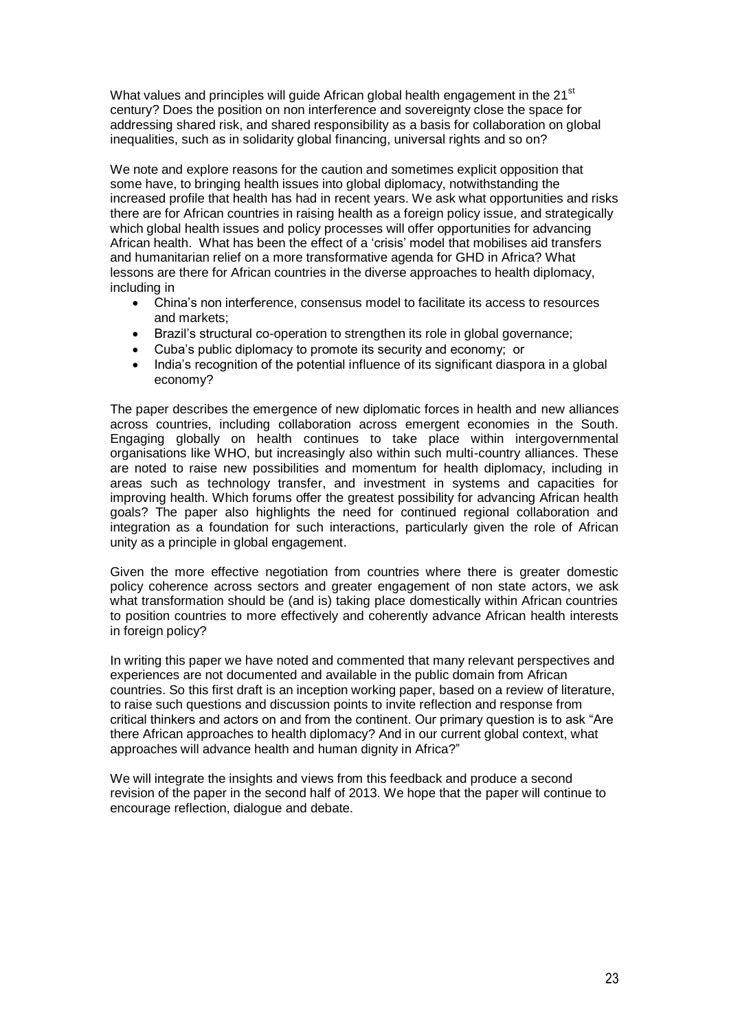What values and principles will guide African global health engagement in the 21st century? Does the position on non interference and sovereignty close the space for addressing shared risk, and shared responsibility as a basis for collaboration on global inequalities, such as in solidarity global financing, universal rights and so on?

We note and explore reasons for the caution and sometimes explicit opposition that some have, to bringing health issues into global diplomacy, notwithstanding the increased profile that health has had in recent years. We ask what opportunities and risks there are for African countries in raising health as a foreign policy issue, and strategically which global health issues and policy processes will offer opportunities for advancing African health. What has been the effect of a 'crisis' model that mobilises aid transfers and humanitarian relief on a more transformative agenda for GHD in Africa? What lessons are there for African countries in the diverse approaches to health diplomacy, including in

- China's non interference, consensus model to facilitate its access to resources and markets;
- Brazil's structural co-operation to strengthen its role in global governance;
- Cuba's public diplomacy to promote its security and economy; or
- India's recognition of the potential influence of its significant diaspora in a global economy?

The paper describes the emergence of new diplomatic forces in health and new alliances across countries, including collaboration across emergent economies in the South. Engaging globally on health continues to take place within intergovernmental organisations like WHO, but increasingly also within such multi-country alliances. These are noted to raise new possibilities and momentum for health diplomacy, including in areas such as technology transfer, and investment in systems and capacities for improving health. Which forums offer the greatest possibility for advancing African health goals? The paper also highlights the need for continued regional collaboration and integration as a foundation for such interactions, particularly given the role of African unity as a principle in global engagement.

Given the more effective negotiation from countries where there is greater domestic policy coherence across sectors and greater engagement of non state actors, we ask what transformation should be (and is) taking place domestically within African countries to position countries to more effectively and coherently advance African health interests in foreign policy?

In writing this paper we have noted and commented that many relevant perspectives and experiences are not documented and available in the public domain from African countries. So this first draft is an inception working paper, based on a review of literature, to raise such questions and discussion points to invite reflection and response from critical thinkers and actors on and from the continent. Our primary question is to ask "Are there African approaches to health diplomacy? And in our current global context, what approaches will advance health and human dignity in Africa?"

We will integrate the insights and views from this feedback and produce a second revision of the paper in the second half of 2013. We hope that the paper will continue to encourage reflection, dialogue and debate.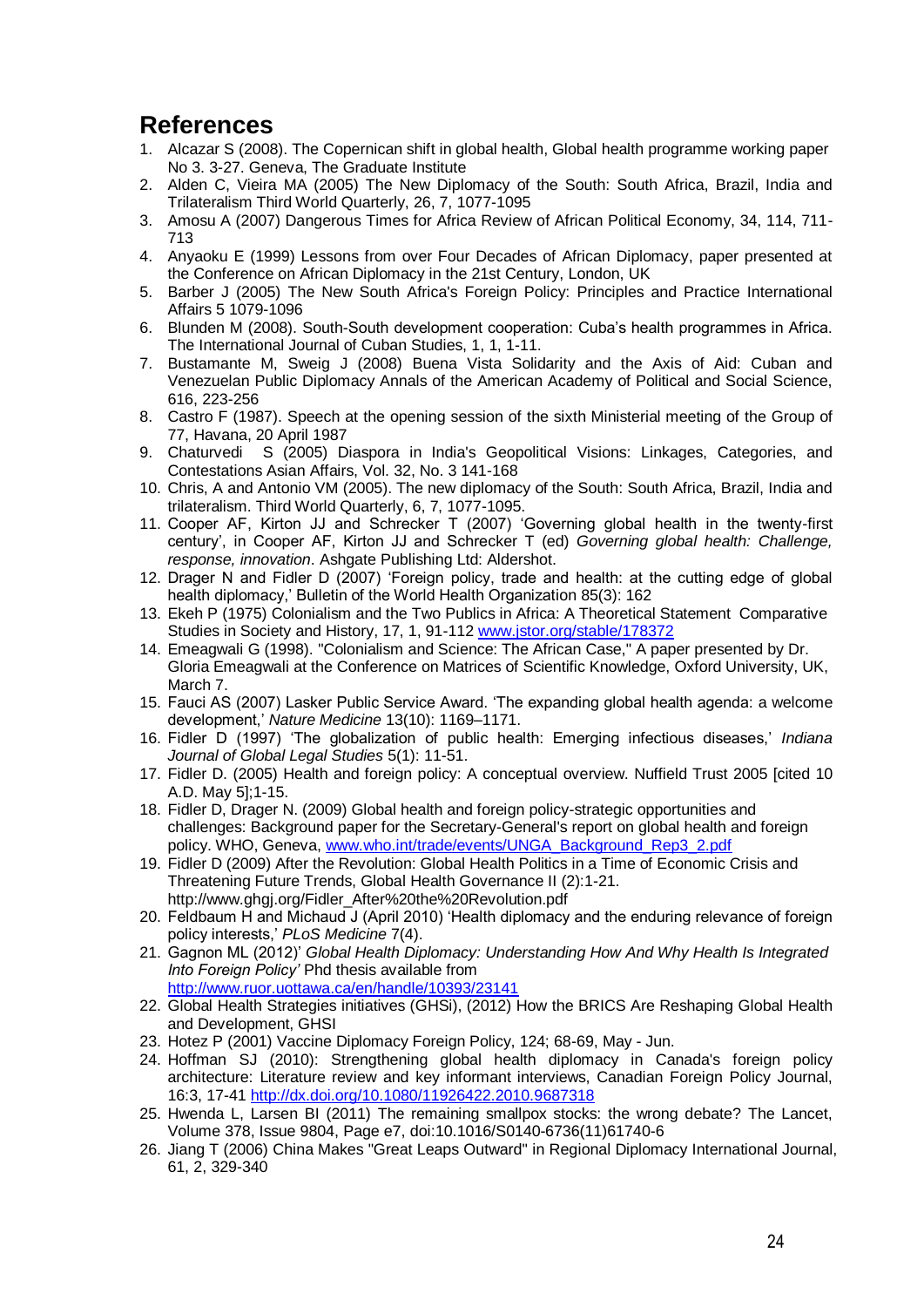## References

1. Alcazar S (2008). The Copernican shift in global health, Global health programme working paper No 3. 3-27. Geneva, The Graduate Institute
2. Alden C, Vieira MA (2005) The New Diplomacy of the South: South Africa, Brazil, India and Trilateralism Third World Quarterly, 26, 7, 1077-1095
3. Amosu A (2007) Dangerous Times for Africa Review of African Political Economy, 34, 114, 711-713
4. Anyaoku E (1999) Lessons from over Four Decades of African Diplomacy, paper presented at the Conference on African Diplomacy in the 21st Century, London, UK
5. Barber J (2005) The New South Africa's Foreign Policy: Principles and Practice International Affairs 5 1079-1096
6. Blunden M (2008). South-South development cooperation: Cuba's health programmes in Africa. The International Journal of Cuban Studies, 1, 1, 1-11.
7. Bustamante M, Sweig J (2008) Buena Vista Solidarity and the Axis of Aid: Cuban and Venezuelan Public Diplomacy Annals of the American Academy of Political and Social Science, 616, 223-256
8. Castro F (1987). Speech at the opening session of the sixth Ministerial meeting of the Group of 77, Havana, 20 April 1987
9. Chaturvedi S (2005) Diaspora in India's Geopolitical Visions: Linkages, Categories, and Contestations Asian Affairs, Vol. 32, No. 3 141-168
10. Chris, A and Antonio VM (2005). The new diplomacy of the South: South Africa, Brazil, India and trilateralism. Third World Quarterly, 6, 7, 1077-1095.
11. Cooper AF, Kirton JJ and Schrecker T (2007) 'Governing global health in the twenty-first century', in Cooper AF, Kirton JJ and Schrecker T (ed) *Governing global health: Challenge, response, innovation*. Ashgate Publishing Ltd: Aldershot.
12. Drager N and Fidler D (2007) 'Foreign policy, trade and health: at the cutting edge of global health diplomacy,' Bulletin of the World Health Organization 85(3): 162
13. Ekeh P (1975) Colonialism and the Two Publics in Africa: A Theoretical Statement Comparative Studies in Society and History, 17, 1, 91-112 www.jstor.org/stable/178372
14. Emeagwali G (1998). "Colonialism and Science: The African Case," A paper presented by Dr. Gloria Emeagwali at the Conference on Matrices of Scientific Knowledge, Oxford University, UK, March 7.
15. Fauci AS (2007) Lasker Public Service Award. 'The expanding global health agenda: a welcome development,' *Nature Medicine* 13(10): 1169–1171.
16. Fidler D (1997) 'The globalization of public health: Emerging infectious diseases,' *Indiana Journal of Global Legal Studies* 5(1): 11-51.
17. Fidler D. (2005) Health and foreign policy: A conceptual overview. Nuffield Trust 2005 [cited 10 A.D. May 5];1-15.
18. Fidler D, Drager N. (2009) Global health and foreign policy-strategic opportunities and challenges: Background paper for the Secretary-General's report on global health and foreign policy. WHO, Geneva, www.who.int/trade/events/UNGA_Background_Rep3_2.pdf
19. Fidler D (2009) After the Revolution: Global Health Politics in a Time of Economic Crisis and Threatening Future Trends, Global Health Governance II (2):1-21. http://www.ghgj.org/Fidler_After%20the%20Revolution.pdf
20. Feldbaum H and Michaud J (April 2010) 'Health diplomacy and the enduring relevance of foreign policy interests,' *PLoS Medicine* 7(4).
21. Gagnon ML (2012)' *Global Health Diplomacy: Understanding How And Why Health Is Integrated Into Foreign Policy'* Phd thesis available from http://www.ruor.uottawa.ca/en/handle/10393/23141
22. Global Health Strategies initiatives (GHSi), (2012) How the BRICS Are Reshaping Global Health and Development, GHSI
23. Hotez P (2001) Vaccine Diplomacy Foreign Policy, 124; 68-69, May - Jun.
24. Hoffman SJ (2010): Strengthening global health diplomacy in Canada's foreign policy architecture: Literature review and key informant interviews, Canadian Foreign Policy Journal, 16:3, 17-41 http://dx.doi.org/10.1080/11926422.2010.9687318
25. Hwenda L, Larsen BI (2011) The remaining smallpox stocks: the wrong debate? The Lancet, Volume 378, Issue 9804, Page e7, doi:10.1016/S0140-6736(11)61740-6
26. Jiang T (2006) China Makes "Great Leaps Outward" in Regional Diplomacy International Journal, 61, 2, 329-340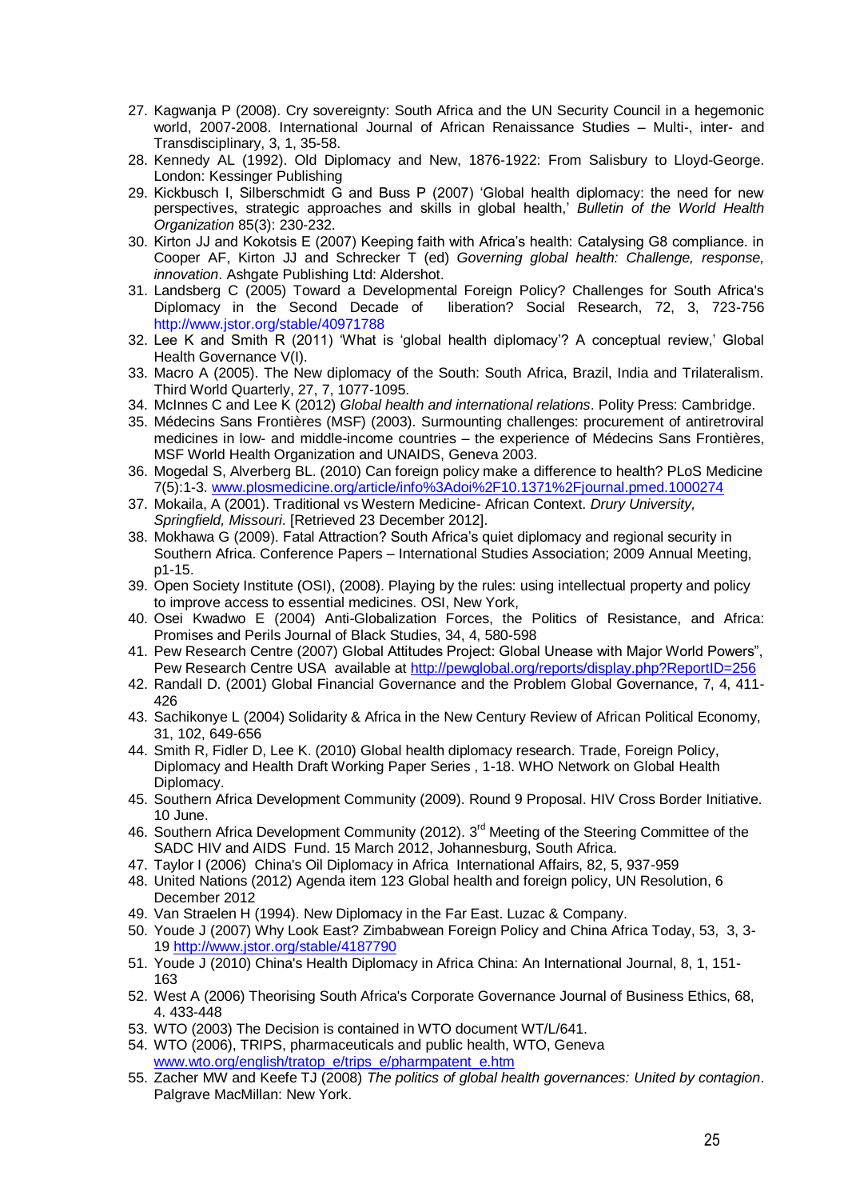27. Kagwanja P (2008). Cry sovereignty: South Africa and the UN Security Council in a hegemonic world, 2007-2008. International Journal of African Renaissance Studies – Multi-, inter- and Transdisciplinary, 3, 1, 35-58.
28. Kennedy AL (1992). Old Diplomacy and New, 1876-1922: From Salisbury to Lloyd-George. London: Kessinger Publishing
29. Kickbusch I, Silberschmidt G and Buss P (2007) 'Global health diplomacy: the need for new perspectives, strategic approaches and skills in global health,' *Bulletin of the World Health Organization* 85(3): 230-232.
30. Kirton JJ and Kokotsis E (2007) Keeping faith with Africa's health: Catalysing G8 compliance. in Cooper AF, Kirton JJ and Schrecker T (ed) *Governing global health: Challenge, response, innovation*. Ashgate Publishing Ltd: Aldershot.
31. Landsberg C (2005) Toward a Developmental Foreign Policy? Challenges for South Africa's Diplomacy in the Second Decade of liberation? Social Research, 72, 3, 723-756 http://www.jstor.org/stable/40971788
32. Lee K and Smith R (2011) 'What is 'global health diplomacy'? A conceptual review,' Global Health Governance V(I).
33. Macro A (2005). The New diplomacy of the South: South Africa, Brazil, India and Trilateralism. Third World Quarterly, 27, 7, 1077-1095.
34. McInnes C and Lee K (2012) *Global health and international relations*. Polity Press: Cambridge.
35. Médecins Sans Frontières (MSF) (2003). Surmounting challenges: procurement of antiretroviral medicines in low- and middle-income countries – the experience of Médecins Sans Frontières, MSF World Health Organization and UNAIDS, Geneva 2003.
36. Mogedal S, Alverberg BL. (2010) Can foreign policy make a difference to health? PLoS Medicine 7(5):1-3. www.plosmedicine.org/article/info%3Adoi%2F10.1371%2Fjournal.pmed.1000274
37. Mokaila, A (2001). Traditional vs Western Medicine- African Context. *Drury University, Springfield, Missouri*. [Retrieved 23 December 2012].
38. Mokhawa G (2009). Fatal Attraction? South Africa's quiet diplomacy and regional security in Southern Africa. Conference Papers – International Studies Association; 2009 Annual Meeting, p1-15.
39. Open Society Institute (OSI), (2008). Playing by the rules: using intellectual property and policy to improve access to essential medicines. OSI, New York,
40. Osei Kwadwo E (2004) Anti-Globalization Forces, the Politics of Resistance, and Africa: Promises and Perils Journal of Black Studies, 34, 4, 580-598
41. Pew Research Centre (2007) Global Attitudes Project: Global Unease with Major World Powers", Pew Research Centre USA available at http://pewglobal.org/reports/display.php?ReportID=256
42. Randall D. (2001) Global Financial Governance and the Problem Global Governance, 7, 4, 411-426
43. Sachikonye L (2004) Solidarity & Africa in the New Century Review of African Political Economy, 31, 102, 649-656
44. Smith R, Fidler D, Lee K. (2010) Global health diplomacy research. Trade, Foreign Policy, Diplomacy and Health Draft Working Paper Series , 1-18. WHO Network on Global Health Diplomacy.
45. Southern Africa Development Community (2009). Round 9 Proposal. HIV Cross Border Initiative. 10 June.
46. Southern Africa Development Community (2012). 3rd Meeting of the Steering Committee of the SADC HIV and AIDS Fund. 15 March 2012, Johannesburg, South Africa.
47. Taylor I (2006) China's Oil Diplomacy in Africa International Affairs, 82, 5, 937-959
48. United Nations (2012) Agenda item 123 Global health and foreign policy, UN Resolution, 6 December 2012
49. Van Straelen H (1994). New Diplomacy in the Far East. Luzac & Company.
50. Youde J (2007) Why Look East? Zimbabwean Foreign Policy and China Africa Today, 53, 3, 3-19 http://www.jstor.org/stable/4187790
51. Youde J (2010) China's Health Diplomacy in Africa China: An International Journal, 8, 1, 151-163
52. West A (2006) Theorising South Africa's Corporate Governance Journal of Business Ethics, 68, 4. 433-448
53. WTO (2003) The Decision is contained in WTO document WT/L/641.
54. WTO (2006), TRIPS, pharmaceuticals and public health, WTO, Geneva www.wto.org/english/tratop_e/trips_e/pharmpatent_e.htm
55. Zacher MW and Keefe TJ (2008) *The politics of global health governances: United by contagion*. Palgrave MacMillan: New York.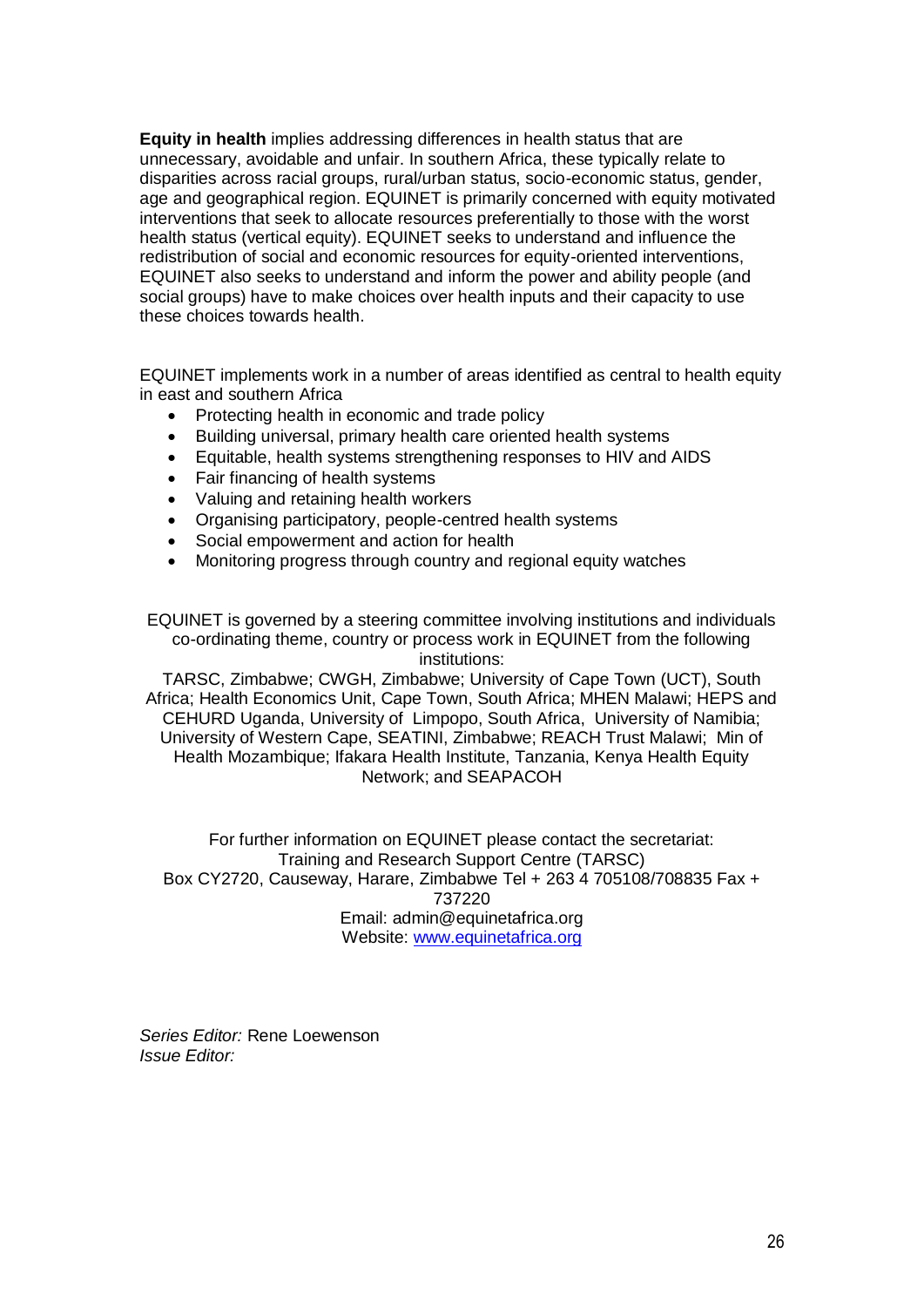**Equity in health** implies addressing differences in health status that are unnecessary, avoidable and unfair. In southern Africa, these typically relate to disparities across racial groups, rural/urban status, socio-economic status, gender, age and geographical region. EQUINET is primarily concerned with equity motivated interventions that seek to allocate resources preferentially to those with the worst health status (vertical equity). EQUINET seeks to understand and influence the redistribution of social and economic resources for equity-oriented interventions, EQUINET also seeks to understand and inform the power and ability people (and social groups) have to make choices over health inputs and their capacity to use these choices towards health.

EQUINET implements work in a number of areas identified as central to health equity in east and southern Africa

- Protecting health in economic and trade policy
- Building universal, primary health care oriented health systems
- Equitable, health systems strengthening responses to HIV and AIDS
- Fair financing of health systems
- Valuing and retaining health workers
- Organising participatory, people-centred health systems
- Social empowerment and action for health
- Monitoring progress through country and regional equity watches

EQUINET is governed by a steering committee involving institutions and individuals co-ordinating theme, country or process work in EQUINET from the following institutions:
TARSC, Zimbabwe; CWGH, Zimbabwe; University of Cape Town (UCT), South Africa; Health Economics Unit, Cape Town, South Africa; MHEN Malawi; HEPS and CEHURD Uganda, University of Limpopo, South Africa, University of Namibia; University of Western Cape, SEATINI, Zimbabwe; REACH Trust Malawi; Min of Health Mozambique; Ifakara Health Institute, Tanzania, Kenya Health Equity Network; and SEAPACOH

For further information on EQUINET please contact the secretariat:
Training and Research Support Centre (TARSC)
Box CY2720, Causeway, Harare, Zimbabwe Tel + 263 4 705108/708835 Fax + 737220
Email: admin@equinetafrica.org
Website: www.equinetafrica.org

*Series Editor:* Rene Loewenson
*Issue Editor:*